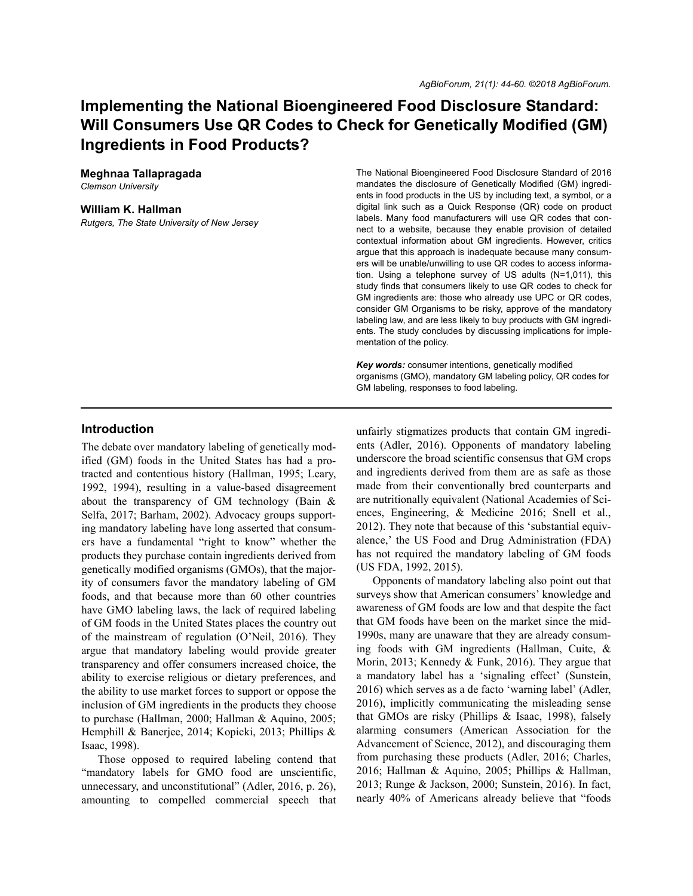# Implementing the National Bioengineered Food Disclosure Standard: Will Consumers Use QR Codes to Check for Genetically Modified (GM) Ingredients in Food Products?

**Meghnaa Tallapragada**
*Clemson University*

**William K. Hallman**
*Rutgers, The State University of New Jersey*

The National Bioengineered Food Disclosure Standard of 2016 mandates the disclosure of Genetically Modified (GM) ingredients in food products in the US by including text, a symbol, or a digital link such as a Quick Response (QR) code on product labels. Many food manufacturers will use QR codes that connect to a website, because they enable provision of detailed contextual information about GM ingredients. However, critics argue that this approach is inadequate because many consumers will be unable/unwilling to use QR codes to access information. Using a telephone survey of US adults (N=1,011), this study finds that consumers likely to use QR codes to check for GM ingredients are: those who already use UPC or QR codes, consider GM Organisms to be risky, approve of the mandatory labeling law, and are less likely to buy products with GM ingredients. The study concludes by discussing implications for implementation of the policy.

***Key words:*** consumer intentions, genetically modified organisms (GMO), mandatory GM labeling policy, QR codes for GM labeling, responses to food labeling.

## Introduction

The debate over mandatory labeling of genetically modified (GM) foods in the United States has had a protracted and contentious history (Hallman, 1995; Leary, 1992, 1994), resulting in a value-based disagreement about the transparency of GM technology (Bain & Selfa, 2017; Barham, 2002). Advocacy groups supporting mandatory labeling have long asserted that consumers have a fundamental "right to know" whether the products they purchase contain ingredients derived from genetically modified organisms (GMOs), that the majority of consumers favor the mandatory labeling of GM foods, and that because more than 60 other countries have GMO labeling laws, the lack of required labeling of GM foods in the United States places the country out of the mainstream of regulation (O'Neil, 2016). They argue that mandatory labeling would provide greater transparency and offer consumers increased choice, the ability to exercise religious or dietary preferences, and the ability to use market forces to support or oppose the inclusion of GM ingredients in the products they choose to purchase (Hallman, 2000; Hallman & Aquino, 2005; Hemphill & Banerjee, 2014; Kopicki, 2013; Phillips & Isaac, 1998).

Those opposed to required labeling contend that "mandatory labels for GMO food are unscientific, unnecessary, and unconstitutional" (Adler, 2016, p. 26), amounting to compelled commercial speech that unfairly stigmatizes products that contain GM ingredients (Adler, 2016). Opponents of mandatory labeling underscore the broad scientific consensus that GM crops and ingredients derived from them are as safe as those made from their conventionally bred counterparts and are nutritionally equivalent (National Academies of Sciences, Engineering, & Medicine 2016; Snell et al., 2012). They note that because of this 'substantial equivalence,' the US Food and Drug Administration (FDA) has not required the mandatory labeling of GM foods (US FDA, 1992, 2015).

Opponents of mandatory labeling also point out that surveys show that American consumers' knowledge and awareness of GM foods are low and that despite the fact that GM foods have been on the market since the mid-1990s, many are unaware that they are already consuming foods with GM ingredients (Hallman, Cuite, & Morin, 2013; Kennedy & Funk, 2016). They argue that a mandatory label has a 'signaling effect' (Sunstein, 2016) which serves as a de facto 'warning label' (Adler, 2016), implicitly communicating the misleading sense that GMOs are risky (Phillips & Isaac, 1998), falsely alarming consumers (American Association for the Advancement of Science, 2012), and discouraging them from purchasing these products (Adler, 2016; Charles, 2016; Hallman & Aquino, 2005; Phillips & Hallman, 2013; Runge & Jackson, 2000; Sunstein, 2016). In fact, nearly 40% of Americans already believe that "foods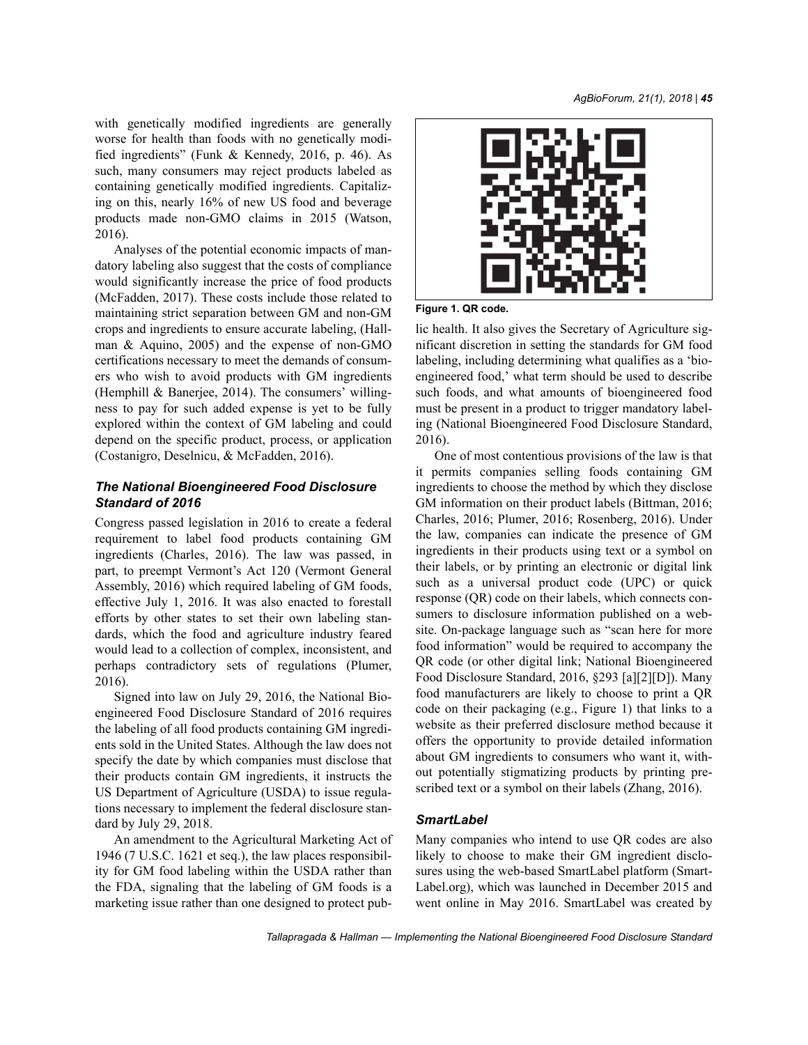with genetically modified ingredients are generally worse for health than foods with no genetically modified ingredients" (Funk & Kennedy, 2016, p. 46). As such, many consumers may reject products labeled as containing genetically modified ingredients. Capitalizing on this, nearly 16% of new US food and beverage products made non-GMO claims in 2015 (Watson, 2016).

Analyses of the potential economic impacts of mandatory labeling also suggest that the costs of compliance would significantly increase the price of food products (McFadden, 2017). These costs include those related to maintaining strict separation between GM and non-GM crops and ingredients to ensure accurate labeling, (Hallman & Aquino, 2005) and the expense of non-GMO certifications necessary to meet the demands of consumers who wish to avoid products with GM ingredients (Hemphill & Banerjee, 2014). The consumers' willingness to pay for such added expense is yet to be fully explored within the context of GM labeling and could depend on the specific product, process, or application (Costanigro, Deselnicu, & McFadden, 2016).

### *The National Bioengineered Food Disclosure Standard of 2016*

Congress passed legislation in 2016 to create a federal requirement to label food products containing GM ingredients (Charles, 2016). The law was passed, in part, to preempt Vermont's Act 120 (Vermont General Assembly, 2016) which required labeling of GM foods, effective July 1, 2016. It was also enacted to forestall efforts by other states to set their own labeling standards, which the food and agriculture industry feared would lead to a collection of complex, inconsistent, and perhaps contradictory sets of regulations (Plumer, 2016).

Signed into law on July 29, 2016, the National Bioengineered Food Disclosure Standard of 2016 requires the labeling of all food products containing GM ingredients sold in the United States. Although the law does not specify the date by which companies must disclose that their products contain GM ingredients, it instructs the US Department of Agriculture (USDA) to issue regulations necessary to implement the federal disclosure standard by July 29, 2018.

An amendment to the Agricultural Marketing Act of 1946 (7 U.S.C. 1621 et seq.), the law places responsibility for GM food labeling within the USDA rather than the FDA, signaling that the labeling of GM foods is a marketing issue rather than one designed to protect public health. It also gives the Secretary of Agriculture significant discretion in setting the standards for GM food labeling, including determining what qualifies as a 'bioengineered food,' what term should be used to describe such foods, and what amounts of bioengineered food must be present in a product to trigger mandatory labeling (National Bioengineered Food Disclosure Standard, 2016).

**Figure 1. QR code.**

One of most contentious provisions of the law is that it permits companies selling foods containing GM ingredients to choose the method by which they disclose GM information on their product labels (Bittman, 2016; Charles, 2016; Plumer, 2016; Rosenberg, 2016). Under the law, companies can indicate the presence of GM ingredients in their products using text or a symbol on their labels, or by printing an electronic or digital link such as a universal product code (UPC) or quick response (QR) code on their labels, which connects consumers to disclosure information published on a website. On-package language such as "scan here for more food information" would be required to accompany the QR code (or other digital link; National Bioengineered Food Disclosure Standard, 2016, §293 [a][2][D]). Many food manufacturers are likely to choose to print a QR code on their packaging (e.g., Figure 1) that links to a website as their preferred disclosure method because it offers the opportunity to provide detailed information about GM ingredients to consumers who want it, without potentially stigmatizing products by printing prescribed text or a symbol on their labels (Zhang, 2016).

### *SmartLabel*

Many companies who intend to use QR codes are also likely to choose to make their GM ingredient disclosures using the web-based SmartLabel platform (SmartLabel.org), which was launched in December 2015 and went online in May 2016. SmartLabel was created by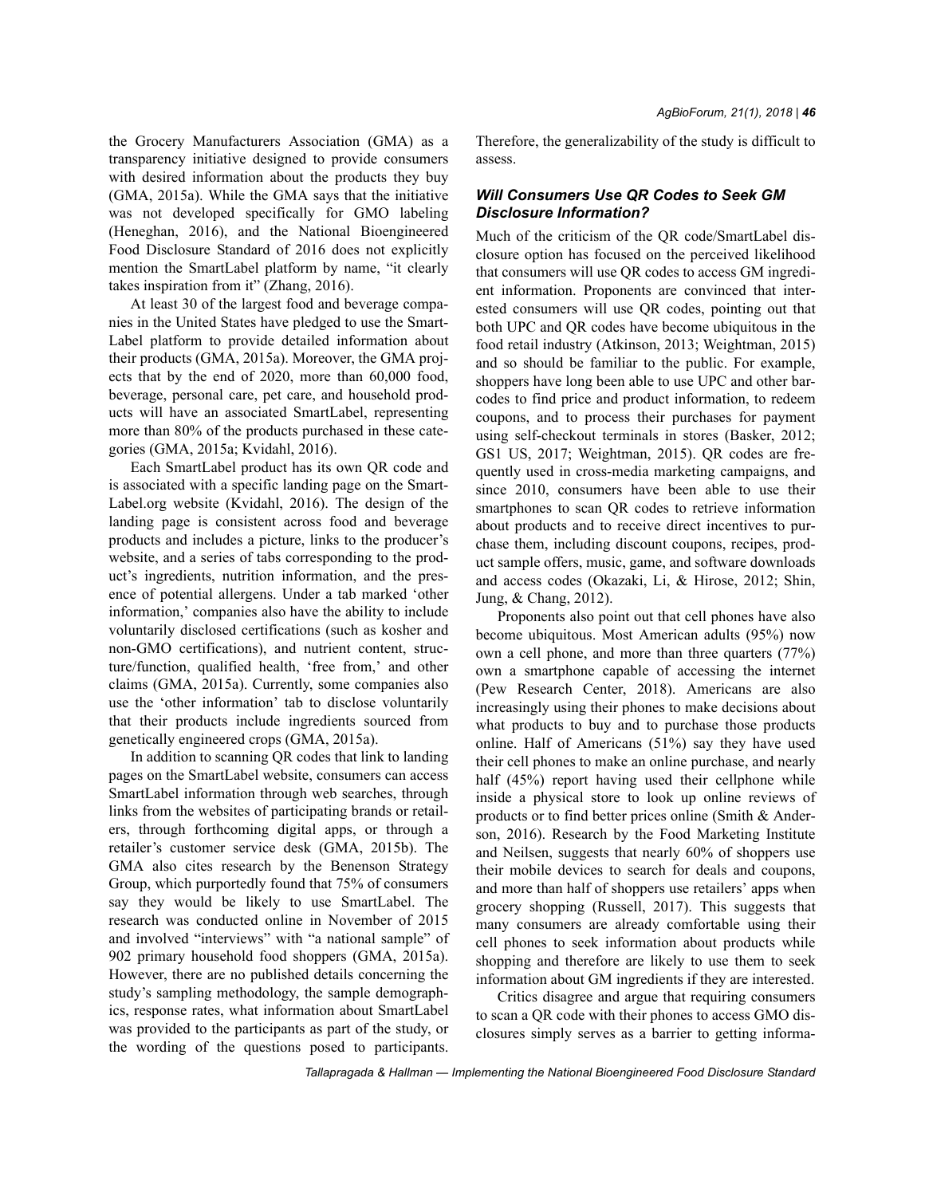the Grocery Manufacturers Association (GMA) as a transparency initiative designed to provide consumers with desired information about the products they buy (GMA, 2015a). While the GMA says that the initiative was not developed specifically for GMO labeling (Heneghan, 2016), and the National Bioengineered Food Disclosure Standard of 2016 does not explicitly mention the SmartLabel platform by name, "it clearly takes inspiration from it" (Zhang, 2016).

At least 30 of the largest food and beverage companies in the United States have pledged to use the SmartLabel platform to provide detailed information about their products (GMA, 2015a). Moreover, the GMA projects that by the end of 2020, more than 60,000 food, beverage, personal care, pet care, and household products will have an associated SmartLabel, representing more than 80% of the products purchased in these categories (GMA, 2015a; Kvidahl, 2016).

Each SmartLabel product has its own QR code and is associated with a specific landing page on the SmartLabel.org website (Kvidahl, 2016). The design of the landing page is consistent across food and beverage products and includes a picture, links to the producer's website, and a series of tabs corresponding to the product's ingredients, nutrition information, and the presence of potential allergens. Under a tab marked 'other information,' companies also have the ability to include voluntarily disclosed certifications (such as kosher and non-GMO certifications), and nutrient content, structure/function, qualified health, 'free from,' and other claims (GMA, 2015a). Currently, some companies also use the 'other information' tab to disclose voluntarily that their products include ingredients sourced from genetically engineered crops (GMA, 2015a).

In addition to scanning QR codes that link to landing pages on the SmartLabel website, consumers can access SmartLabel information through web searches, through links from the websites of participating brands or retailers, through forthcoming digital apps, or through a retailer's customer service desk (GMA, 2015b). The GMA also cites research by the Benenson Strategy Group, which purportedly found that 75% of consumers say they would be likely to use SmartLabel. The research was conducted online in November of 2015 and involved "interviews" with "a national sample" of 902 primary household food shoppers (GMA, 2015a). However, there are no published details concerning the study's sampling methodology, the sample demographics, response rates, what information about SmartLabel was provided to the participants as part of the study, or the wording of the questions posed to participants. Therefore, the generalizability of the study is difficult to assess.

### *Will Consumers Use QR Codes to Seek GM Disclosure Information?*

Much of the criticism of the QR code/SmartLabel disclosure option has focused on the perceived likelihood that consumers will use QR codes to access GM ingredient information. Proponents are convinced that interested consumers will use QR codes, pointing out that both UPC and QR codes have become ubiquitous in the food retail industry (Atkinson, 2013; Weightman, 2015) and so should be familiar to the public. For example, shoppers have long been able to use UPC and other barcodes to find price and product information, to redeem coupons, and to process their purchases for payment using self-checkout terminals in stores (Basker, 2012; GS1 US, 2017; Weightman, 2015). QR codes are frequently used in cross-media marketing campaigns, and since 2010, consumers have been able to use their smartphones to scan QR codes to retrieve information about products and to receive direct incentives to purchase them, including discount coupons, recipes, product sample offers, music, game, and software downloads and access codes (Okazaki, Li, & Hirose, 2012; Shin, Jung, & Chang, 2012).

Proponents also point out that cell phones have also become ubiquitous. Most American adults (95%) now own a cell phone, and more than three quarters (77%) own a smartphone capable of accessing the internet (Pew Research Center, 2018). Americans are also increasingly using their phones to make decisions about what products to buy and to purchase those products online. Half of Americans (51%) say they have used their cell phones to make an online purchase, and nearly half (45%) report having used their cellphone while inside a physical store to look up online reviews of products or to find better prices online (Smith & Anderson, 2016). Research by the Food Marketing Institute and Neilsen, suggests that nearly 60% of shoppers use their mobile devices to search for deals and coupons, and more than half of shoppers use retailers' apps when grocery shopping (Russell, 2017). This suggests that many consumers are already comfortable using their cell phones to seek information about products while shopping and therefore are likely to use them to seek information about GM ingredients if they are interested.

Critics disagree and argue that requiring consumers to scan a QR code with their phones to access GMO disclosures simply serves as a barrier to getting informa-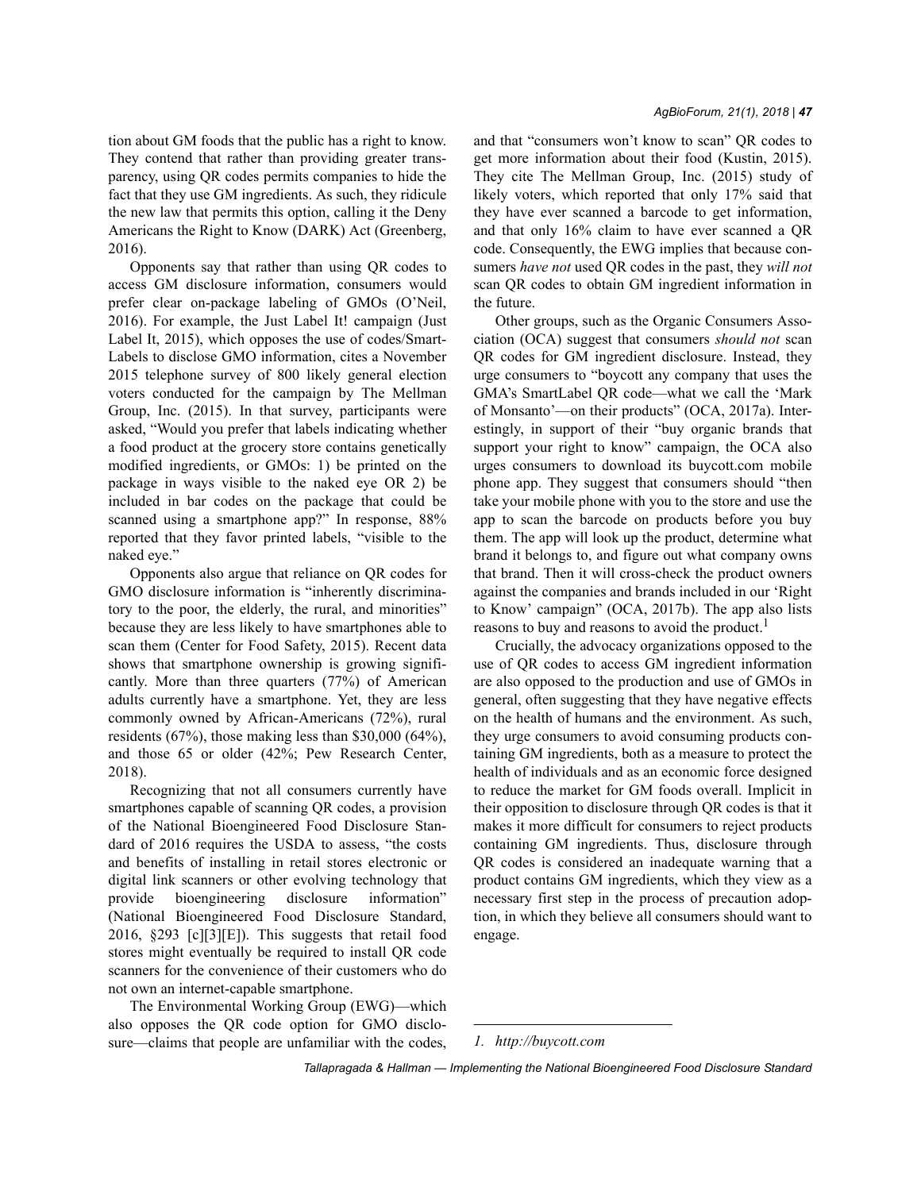tion about GM foods that the public has a right to know. They contend that rather than providing greater transparency, using QR codes permits companies to hide the fact that they use GM ingredients. As such, they ridicule the new law that permits this option, calling it the Deny Americans the Right to Know (DARK) Act (Greenberg, 2016).

Opponents say that rather than using QR codes to access GM disclosure information, consumers would prefer clear on-package labeling of GMOs (O'Neil, 2016). For example, the Just Label It! campaign (Just Label It, 2015), which opposes the use of codes/SmartLabels to disclose GMO information, cites a November 2015 telephone survey of 800 likely general election voters conducted for the campaign by The Mellman Group, Inc. (2015). In that survey, participants were asked, "Would you prefer that labels indicating whether a food product at the grocery store contains genetically modified ingredients, or GMOs: 1) be printed on the package in ways visible to the naked eye OR 2) be included in bar codes on the package that could be scanned using a smartphone app?" In response, 88% reported that they favor printed labels, "visible to the naked eye."

Opponents also argue that reliance on QR codes for GMO disclosure information is "inherently discriminatory to the poor, the elderly, the rural, and minorities" because they are less likely to have smartphones able to scan them (Center for Food Safety, 2015). Recent data shows that smartphone ownership is growing significantly. More than three quarters (77%) of American adults currently have a smartphone. Yet, they are less commonly owned by African-Americans (72%), rural residents (67%), those making less than $30,000 (64%), and those 65 or older (42%; Pew Research Center, 2018).

Recognizing that not all consumers currently have smartphones capable of scanning QR codes, a provision of the National Bioengineered Food Disclosure Standard of 2016 requires the USDA to assess, "the costs and benefits of installing in retail stores electronic or digital link scanners or other evolving technology that provide bioengineering disclosure information" (National Bioengineered Food Disclosure Standard, 2016, §293 [c][3][E]). This suggests that retail food stores might eventually be required to install QR code scanners for the convenience of their customers who do not own an internet-capable smartphone.

The Environmental Working Group (EWG)—which also opposes the QR code option for GMO disclosure—claims that people are unfamiliar with the codes, and that "consumers won't know to scan" QR codes to get more information about their food (Kustin, 2015). They cite The Mellman Group, Inc. (2015) study of likely voters, which reported that only 17% said that they have ever scanned a barcode to get information, and that only 16% claim to have ever scanned a QR code. Consequently, the EWG implies that because consumers *have not* used QR codes in the past, they *will not* scan QR codes to obtain GM ingredient information in the future.

Other groups, such as the Organic Consumers Association (OCA) suggest that consumers *should not* scan QR codes for GM ingredient disclosure. Instead, they urge consumers to "boycott any company that uses the GMA's SmartLabel QR code—what we call the 'Mark of Monsanto'—on their products" (OCA, 2017a). Interestingly, in support of their "buy organic brands that support your right to know" campaign, the OCA also urges consumers to download its buycott.com mobile phone app. They suggest that consumers should "then take your mobile phone with you to the store and use the app to scan the barcode on products before you buy them. The app will look up the product, determine what brand it belongs to, and figure out what company owns that brand. Then it will cross-check the product owners against the companies and brands included in our 'Right to Know' campaign" (OCA, 2017b). The app also lists reasons to buy and reasons to avoid the product.[1]

Crucially, the advocacy organizations opposed to the use of QR codes to access GM ingredient information are also opposed to the production and use of GMOs in general, often suggesting that they have negative effects on the health of humans and the environment. As such, they urge consumers to avoid consuming products containing GM ingredients, both as a measure to protect the health of individuals and as an economic force designed to reduce the market for GM foods overall. Implicit in their opposition to disclosure through QR codes is that it makes it more difficult for consumers to reject products containing GM ingredients. Thus, disclosure through QR codes is considered an inadequate warning that a product contains GM ingredients, which they view as a necessary first step in the process of precaution adoption, in which they believe all consumers should want to engage.

---

1. *http://buycott.com*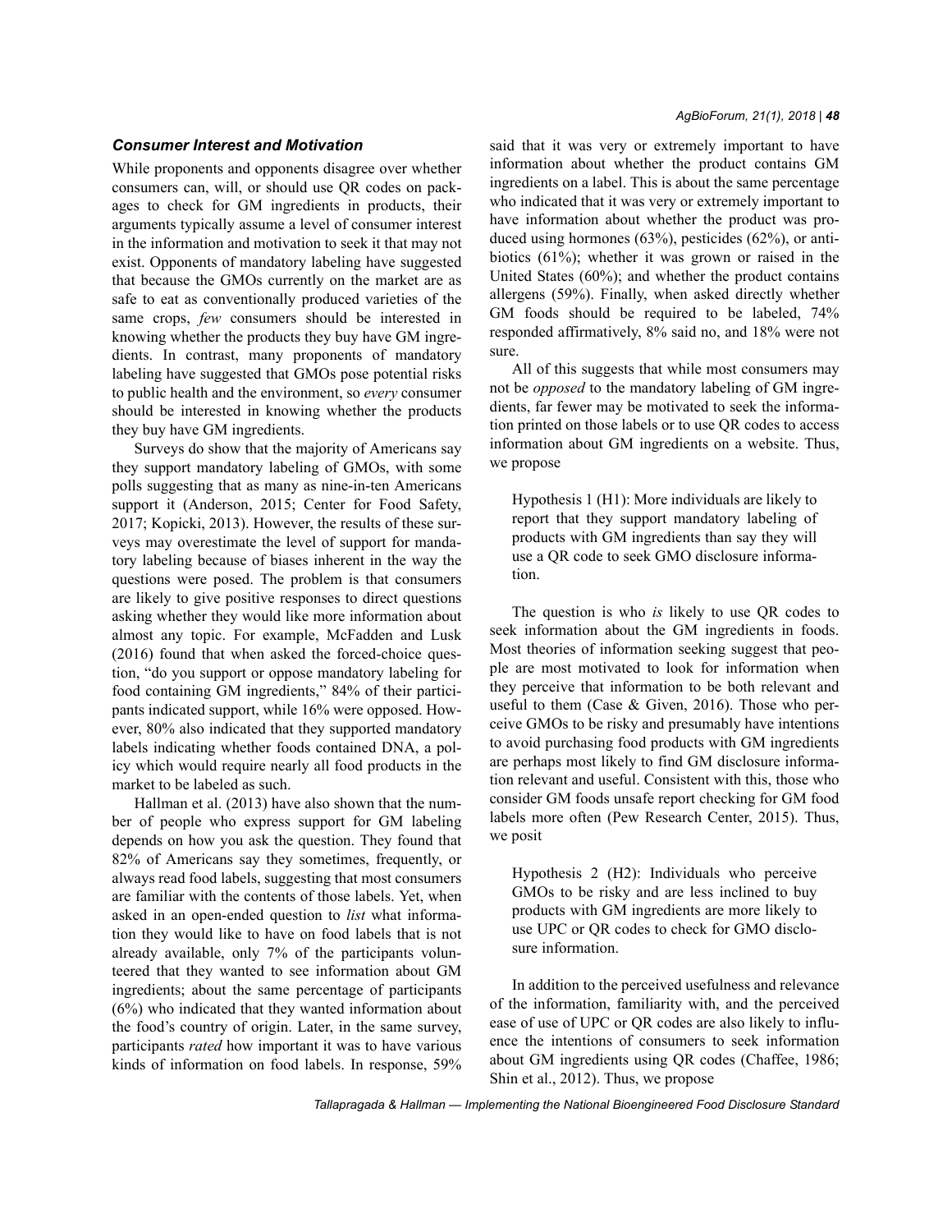### *Consumer Interest and Motivation*

While proponents and opponents disagree over whether consumers can, will, or should use QR codes on packages to check for GM ingredients in products, their arguments typically assume a level of consumer interest in the information and motivation to seek it that may not exist. Opponents of mandatory labeling have suggested that because the GMOs currently on the market are as safe to eat as conventionally produced varieties of the same crops, *few* consumers should be interested in knowing whether the products they buy have GM ingredients. In contrast, many proponents of mandatory labeling have suggested that GMOs pose potential risks to public health and the environment, so *every* consumer should be interested in knowing whether the products they buy have GM ingredients.

Surveys do show that the majority of Americans say they support mandatory labeling of GMOs, with some polls suggesting that as many as nine-in-ten Americans support it (Anderson, 2015; Center for Food Safety, 2017; Kopicki, 2013). However, the results of these surveys may overestimate the level of support for mandatory labeling because of biases inherent in the way the questions were posed. The problem is that consumers are likely to give positive responses to direct questions asking whether they would like more information about almost any topic. For example, McFadden and Lusk (2016) found that when asked the forced-choice question, "do you support or oppose mandatory labeling for food containing GM ingredients," 84% of their participants indicated support, while 16% were opposed. However, 80% also indicated that they supported mandatory labels indicating whether foods contained DNA, a policy which would require nearly all food products in the market to be labeled as such.

Hallman et al. (2013) have also shown that the number of people who express support for GM labeling depends on how you ask the question. They found that 82% of Americans say they sometimes, frequently, or always read food labels, suggesting that most consumers are familiar with the contents of those labels. Yet, when asked in an open-ended question to *list* what information they would like to have on food labels that is not already available, only 7% of the participants volunteered that they wanted to see information about GM ingredients; about the same percentage of participants (6%) who indicated that they wanted information about the food's country of origin. Later, in the same survey, participants *rated* how important it was to have various kinds of information on food labels. In response, 59% said that it was very or extremely important to have information about whether the product contains GM ingredients on a label. This is about the same percentage who indicated that it was very or extremely important to have information about whether the product was produced using hormones (63%), pesticides (62%), or antibiotics (61%); whether it was grown or raised in the United States (60%); and whether the product contains allergens (59%). Finally, when asked directly whether GM foods should be required to be labeled, 74% responded affirmatively, 8% said no, and 18% were not sure.

All of this suggests that while most consumers may not be *opposed* to the mandatory labeling of GM ingredients, far fewer may be motivated to seek the information printed on those labels or to use QR codes to access information about GM ingredients on a website. Thus, we propose

> Hypothesis 1 (H1): More individuals are likely to report that they support mandatory labeling of products with GM ingredients than say they will use a QR code to seek GMO disclosure information.

The question is who *is* likely to use QR codes to seek information about the GM ingredients in foods. Most theories of information seeking suggest that people are most motivated to look for information when they perceive that information to be both relevant and useful to them (Case & Given, 2016). Those who perceive GMOs to be risky and presumably have intentions to avoid purchasing food products with GM ingredients are perhaps most likely to find GM disclosure information relevant and useful. Consistent with this, those who consider GM foods unsafe report checking for GM food labels more often (Pew Research Center, 2015). Thus, we posit

> Hypothesis 2 (H2): Individuals who perceive GMOs to be risky and are less inclined to buy products with GM ingredients are more likely to use UPC or QR codes to check for GMO disclosure information.

In addition to the perceived usefulness and relevance of the information, familiarity with, and the perceived ease of use of UPC or QR codes are also likely to influence the intentions of consumers to seek information about GM ingredients using QR codes (Chaffee, 1986; Shin et al., 2012). Thus, we propose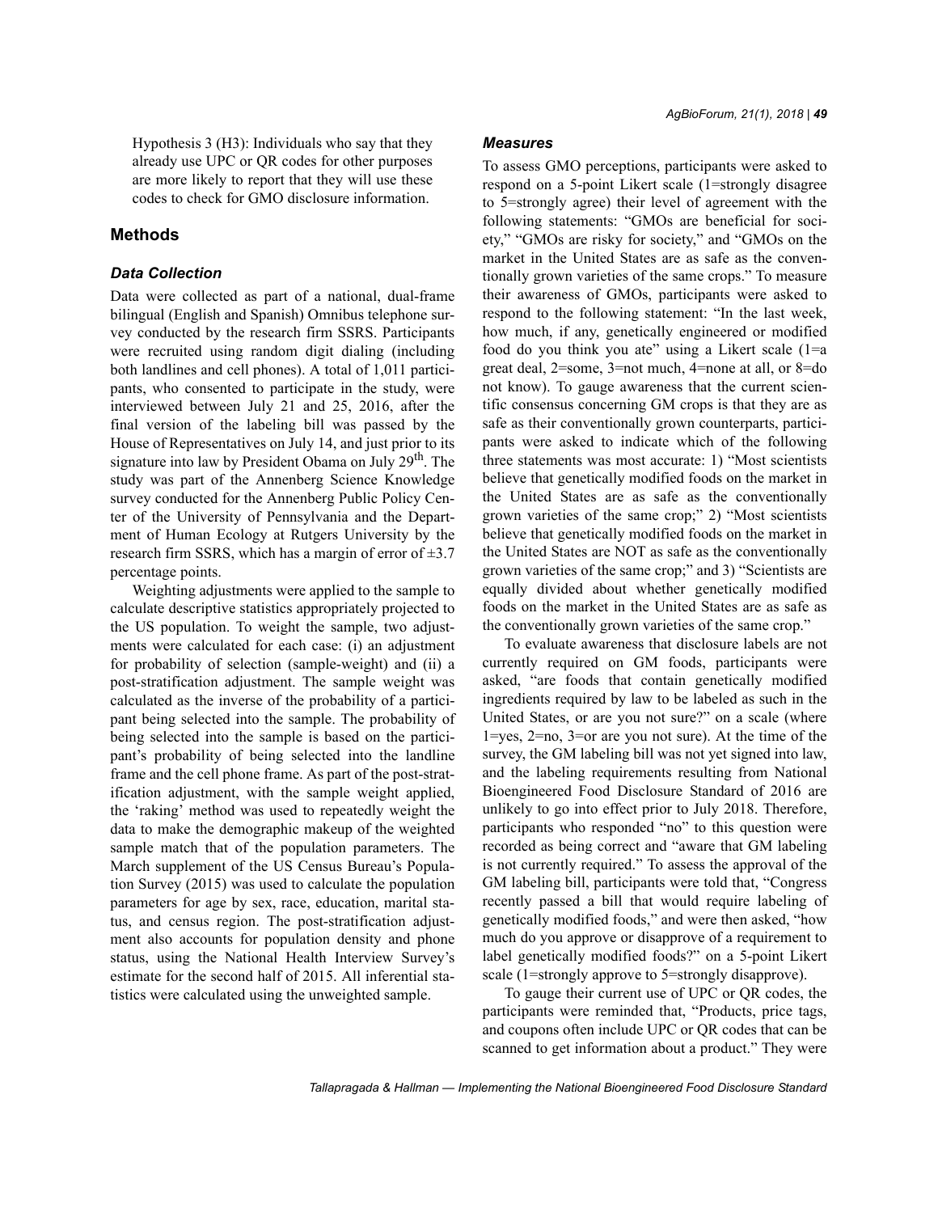Hypothesis 3 (H3): Individuals who say that they already use UPC or QR codes for other purposes are more likely to report that they will use these codes to check for GMO disclosure information.

## Methods

### *Data Collection*

Data were collected as part of a national, dual-frame bilingual (English and Spanish) Omnibus telephone survey conducted by the research firm SSRS. Participants were recruited using random digit dialing (including both landlines and cell phones). A total of 1,011 participants, who consented to participate in the study, were interviewed between July 21 and 25, 2016, after the final version of the labeling bill was passed by the House of Representatives on July 14, and just prior to its signature into law by President Obama on July 29th. The study was part of the Annenberg Science Knowledge survey conducted for the Annenberg Public Policy Center of the University of Pennsylvania and the Department of Human Ecology at Rutgers University by the research firm SSRS, which has a margin of error of ±3.7 percentage points.

Weighting adjustments were applied to the sample to calculate descriptive statistics appropriately projected to the US population. To weight the sample, two adjustments were calculated for each case: (i) an adjustment for probability of selection (sample-weight) and (ii) a post-stratification adjustment. The sample weight was calculated as the inverse of the probability of a participant being selected into the sample. The probability of being selected into the sample is based on the participant's probability of being selected into the landline frame and the cell phone frame. As part of the post-stratification adjustment, with the sample weight applied, the 'raking' method was used to repeatedly weight the data to make the demographic makeup of the weighted sample match that of the population parameters. The March supplement of the US Census Bureau's Population Survey (2015) was used to calculate the population parameters for age by sex, race, education, marital status, and census region. The post-stratification adjustment also accounts for population density and phone status, using the National Health Interview Survey's estimate for the second half of 2015. All inferential statistics were calculated using the unweighted sample.

### *Measures*

To assess GMO perceptions, participants were asked to respond on a 5-point Likert scale (1=strongly disagree to 5=strongly agree) their level of agreement with the following statements: "GMOs are beneficial for society," "GMOs are risky for society," and "GMOs on the market in the United States are as safe as the conventionally grown varieties of the same crops." To measure their awareness of GMOs, participants were asked to respond to the following statement: "In the last week, how much, if any, genetically engineered or modified food do you think you ate" using a Likert scale (1=a great deal, 2=some, 3=not much, 4=none at all, or 8=do not know). To gauge awareness that the current scientific consensus concerning GM crops is that they are as safe as their conventionally grown counterparts, participants were asked to indicate which of the following three statements was most accurate: 1) "Most scientists believe that genetically modified foods on the market in the United States are as safe as the conventionally grown varieties of the same crop;" 2) "Most scientists believe that genetically modified foods on the market in the United States are NOT as safe as the conventionally grown varieties of the same crop;" and 3) "Scientists are equally divided about whether genetically modified foods on the market in the United States are as safe as the conventionally grown varieties of the same crop."

To evaluate awareness that disclosure labels are not currently required on GM foods, participants were asked, "are foods that contain genetically modified ingredients required by law to be labeled as such in the United States, or are you not sure?" on a scale (where 1=yes, 2=no, 3=or are you not sure). At the time of the survey, the GM labeling bill was not yet signed into law, and the labeling requirements resulting from National Bioengineered Food Disclosure Standard of 2016 are unlikely to go into effect prior to July 2018. Therefore, participants who responded "no" to this question were recorded as being correct and "aware that GM labeling is not currently required." To assess the approval of the GM labeling bill, participants were told that, "Congress recently passed a bill that would require labeling of genetically modified foods," and were then asked, "how much do you approve or disapprove of a requirement to label genetically modified foods?" on a 5-point Likert scale (1=strongly approve to 5=strongly disapprove).

To gauge their current use of UPC or QR codes, the participants were reminded that, "Products, price tags, and coupons often include UPC or QR codes that can be scanned to get information about a product." They were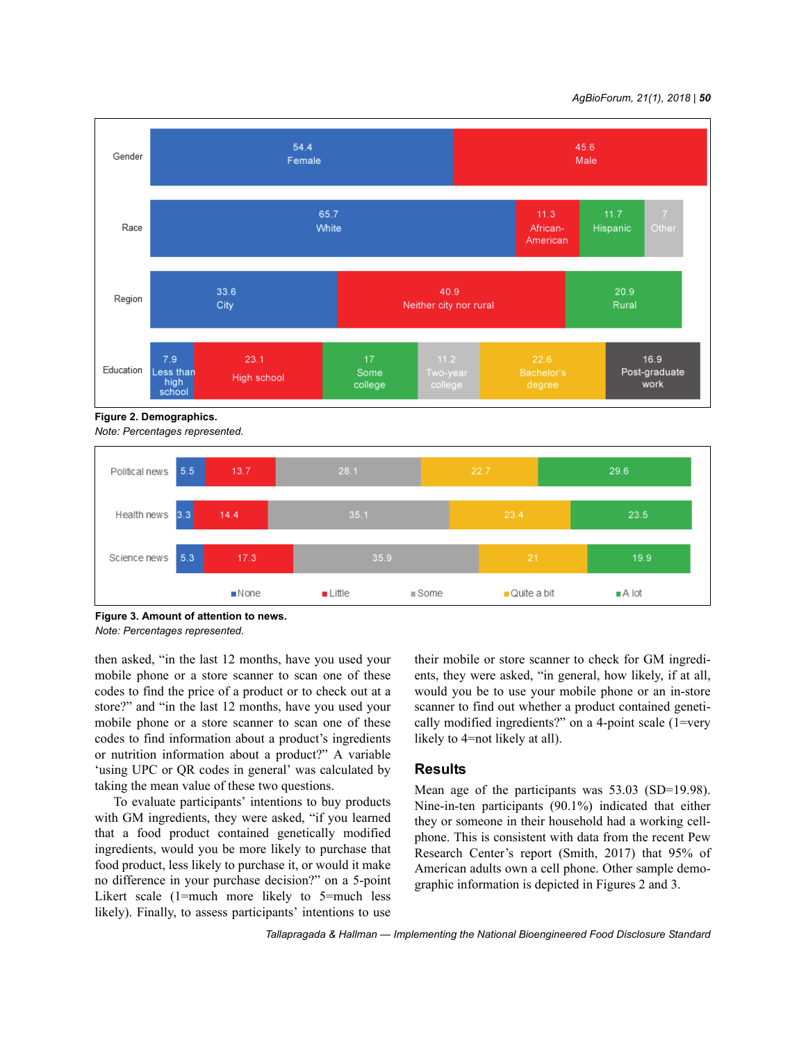| | | | | | | |
|---|---|---|---|---|---|---|
| Gender | 54.4 Female | 45.6 Male | | | | |
| Race | 65.7 White | 11.3 African-American | 11.7 Hispanic | 7 Other | | |
| Region | 33.6 City | 40.9 Neither city nor rural | 20.9 Rural | | | |
| Education | 7.9 Less than high school | 23.1 High school | 17 Some college | 11.2 Two-year college | 22.6 Bachelor's degree | 16.9 Post-graduate work |

**Figure 2. Demographics.**

*Note: Percentages represented.*

| | None | Little | Some | Quite a bit | A lot |
|---|---|---|---|---|---|
| Political news | 5.5 | 13.7 | 28.1 | 22.7 | 29.6 |
| Health news | 3.3 | 14.4 | 35.1 | 23.4 | 23.5 |
| Science news | 5.3 | 17.3 | 35.9 | 21 | 19.9 |

**Figure 3. Amount of attention to news.**

*Note: Percentages represented.*

then asked, "in the last 12 months, have you used your mobile phone or a store scanner to scan one of these codes to find the price of a product or to check out at a store?" and "in the last 12 months, have you used your mobile phone or a store scanner to scan one of these codes to find information about a product's ingredients or nutrition information about a product?" A variable 'using UPC or QR codes in general' was calculated by taking the mean value of these two questions.

To evaluate participants' intentions to buy products with GM ingredients, they were asked, "if you learned that a food product contained genetically modified ingredients, would you be more likely to purchase that food product, less likely to purchase it, or would it make no difference in your purchase decision?" on a 5-point Likert scale (1=much more likely to 5=much less likely). Finally, to assess participants' intentions to use their mobile or store scanner to check for GM ingredients, they were asked, "in general, how likely, if at all, would you be to use your mobile phone or an in-store scanner to find out whether a product contained genetically modified ingredients?" on a 4-point scale (1=very likely to 4=not likely at all).

## Results

Mean age of the participants was 53.03 (SD=19.98). Nine-in-ten participants (90.1%) indicated that either they or someone in their household had a working cellphone. This is consistent with data from the recent Pew Research Center's report (Smith, 2017) that 95% of American adults own a cell phone. Other sample demographic information is depicted in Figures 2 and 3.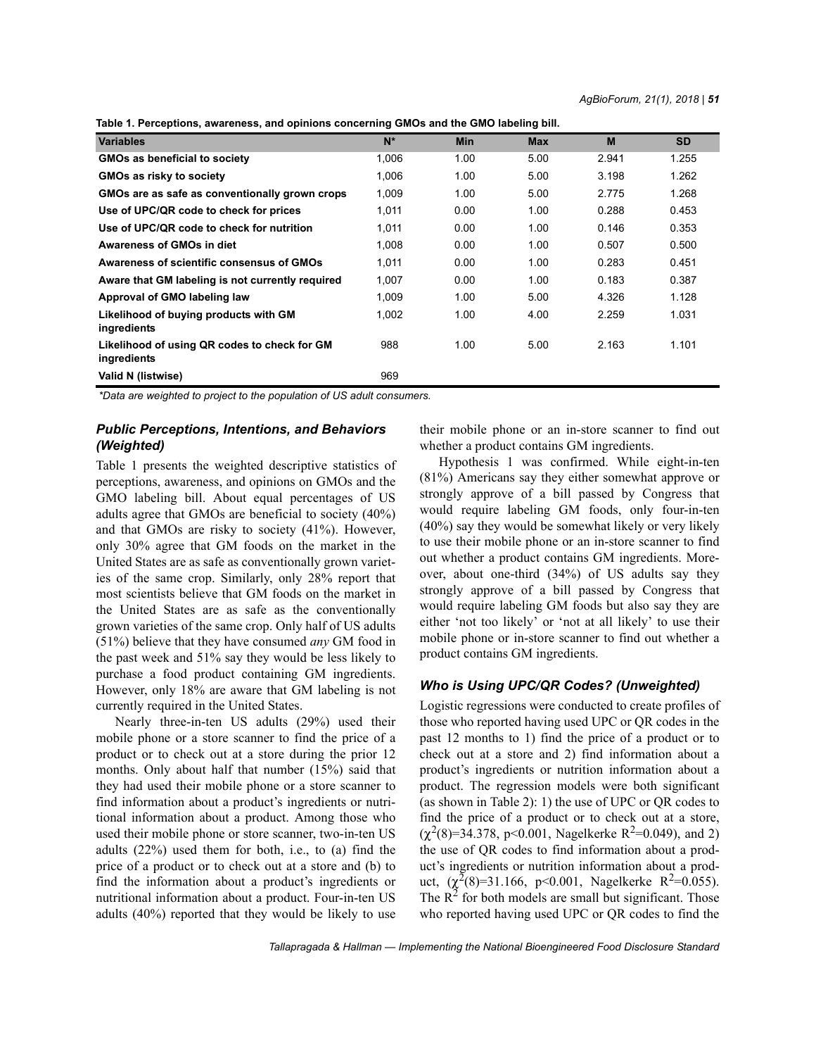**Table 1. Perceptions, awareness, and opinions concerning GMOs and the GMO labeling bill.**

| Variables | N* | Min | Max | M | SD |
|---|---|---|---|---|---|
| **GMOs as beneficial to society** | 1,006 | 1.00 | 5.00 | 2.941 | 1.255 |
| **GMOs as risky to society** | 1,006 | 1.00 | 5.00 | 3.198 | 1.262 |
| **GMOs are as safe as conventionally grown crops** | 1,009 | 1.00 | 5.00 | 2.775 | 1.268 |
| **Use of UPC/QR code to check for prices** | 1,011 | 0.00 | 1.00 | 0.288 | 0.453 |
| **Use of UPC/QR code to check for nutrition** | 1,011 | 0.00 | 1.00 | 0.146 | 0.353 |
| **Awareness of GMOs in diet** | 1,008 | 0.00 | 1.00 | 0.507 | 0.500 |
| **Awareness of scientific consensus of GMOs** | 1,011 | 0.00 | 1.00 | 0.283 | 0.451 |
| **Aware that GM labeling is not currently required** | 1,007 | 0.00 | 1.00 | 0.183 | 0.387 |
| **Approval of GMO labeling law** | 1,009 | 1.00 | 5.00 | 4.326 | 1.128 |
| **Likelihood of buying products with GM ingredients** | 1,002 | 1.00 | 4.00 | 2.259 | 1.031 |
| **Likelihood of using QR codes to check for GM ingredients** | 988 | 1.00 | 5.00 | 2.163 | 1.101 |
| **Valid N (listwise)** | 969 | | | | |

*Data are weighted to project to the population of US adult consumers.*

### *Public Perceptions, Intentions, and Behaviors (Weighted)*

Table 1 presents the weighted descriptive statistics of perceptions, awareness, and opinions on GMOs and the GMO labeling bill. About equal percentages of US adults agree that GMOs are beneficial to society (40%) and that GMOs are risky to society (41%). However, only 30% agree that GM foods on the market in the United States are as safe as conventionally grown varieties of the same crop. Similarly, only 28% report that most scientists believe that GM foods on the market in the United States are as safe as the conventionally grown varieties of the same crop. Only half of US adults (51%) believe that they have consumed *any* GM food in the past week and 51% say they would be less likely to purchase a food product containing GM ingredients. However, only 18% are aware that GM labeling is not currently required in the United States.

Nearly three-in-ten US adults (29%) used their mobile phone or a store scanner to find the price of a product or to check out at a store during the prior 12 months. Only about half that number (15%) said that they had used their mobile phone or a store scanner to find information about a product's ingredients or nutritional information about a product. Among those who used their mobile phone or store scanner, two-in-ten US adults (22%) used them for both, i.e., to (a) find the price of a product or to check out at a store and (b) to find the information about a product's ingredients or nutritional information about a product. Four-in-ten US adults (40%) reported that they would be likely to use their mobile phone or an in-store scanner to find out whether a product contains GM ingredients.

Hypothesis 1 was confirmed. While eight-in-ten (81%) Americans say they either somewhat approve or strongly approve of a bill passed by Congress that would require labeling GM foods, only four-in-ten (40%) say they would be somewhat likely or very likely to use their mobile phone or an in-store scanner to find out whether a product contains GM ingredients. Moreover, about one-third (34%) of US adults say they strongly approve of a bill passed by Congress that would require labeling GM foods but also say they are either 'not too likely' or 'not at all likely' to use their mobile phone or in-store scanner to find out whether a product contains GM ingredients.

### *Who is Using UPC/QR Codes? (Unweighted)*

Logistic regressions were conducted to create profiles of those who reported having used UPC or QR codes in the past 12 months to 1) find the price of a product or to check out at a store and 2) find information about a product's ingredients or nutrition information about a product. The regression models were both significant (as shown in Table 2): 1) the use of UPC or QR codes to find the price of a product or to check out at a store, ($\chi^2(8)=34.378$, $p<0.001$, Nagelkerke $R^2=0.049$), and 2) the use of QR codes to find information about a product's ingredients or nutrition information about a product, ($\chi^2(8)=31.166$, $p<0.001$, Nagelkerke $R^2=0.055$). The $R^2$ for both models are small but significant. Those who reported having used UPC or QR codes to find the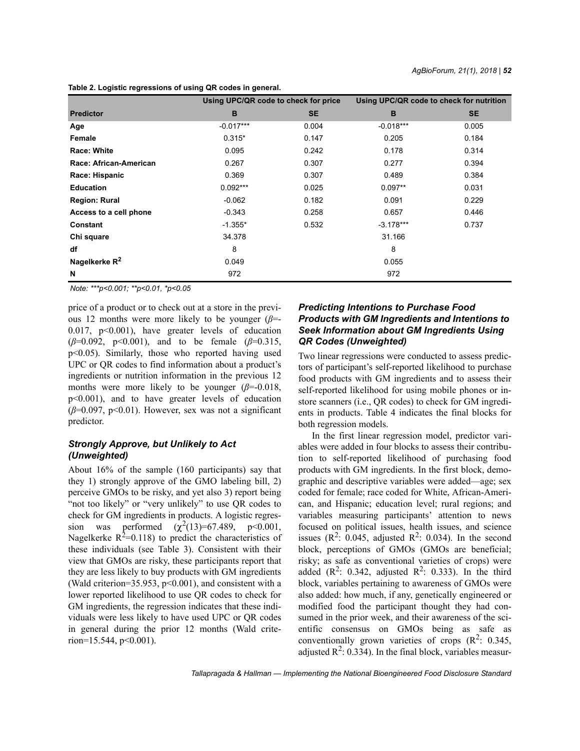**Table 2. Logistic regressions of using QR codes in general.**

| | Using UPC/QR code to check for price | | Using UPC/QR code to check for nutrition | |
|---|---|---|---|---|
| **Predictor** | **B** | **SE** | **B** | **SE** |
| **Age** | -0.017*** | 0.004 | -0.018*** | 0.005 |
| **Female** | 0.315* | 0.147 | 0.205 | 0.184 |
| **Race: White** | 0.095 | 0.242 | 0.178 | 0.314 |
| **Race: African-American** | 0.267 | 0.307 | 0.277 | 0.394 |
| **Race: Hispanic** | 0.369 | 0.307 | 0.489 | 0.384 |
| **Education** | 0.092*** | 0.025 | 0.097** | 0.031 |
| **Region: Rural** | -0.062 | 0.182 | 0.091 | 0.229 |
| **Access to a cell phone** | -0.343 | 0.258 | 0.657 | 0.446 |
| **Constant** | -1.355* | 0.532 | -3.178*** | 0.737 |
| **Chi square** | 34.378 | | 31.166 | |
| **df** | 8 | | 8 | |
| **Nagelkerke $R^2$** | 0.049 | | 0.055 | |
| **N** | 972 | | 972 | |

*Note: ***p<0.001; **p<0.01, *p<0.05*

price of a product or to check out at a store in the previous 12 months were more likely to be younger ($\beta$=-0.017, $p<0.001$), have greater levels of education ($\beta$=0.092, $p<0.001$), and to be female ($\beta$=0.315, $p<0.05$). Similarly, those who reported having used UPC or QR codes to find information about a product's ingredients or nutrition information in the previous 12 months were more likely to be younger ($\beta$=-0.018, $p<0.001$), and to have greater levels of education ($\beta$=0.097, $p<0.01$). However, sex was not a significant predictor.

### *Strongly Approve, but Unlikely to Act (Unweighted)*

About 16% of the sample (160 participants) say that they 1) strongly approve of the GMO labeling bill, 2) perceive GMOs to be risky, and yet also 3) report being "not too likely" or "very unlikely" to use QR codes to check for GM ingredients in products. A logistic regression was performed ($\chi^2(13)$=67.489, $p<0.001$, Nagelkerke $R^2$=0.118) to predict the characteristics of these individuals (see Table 3). Consistent with their view that GMOs are risky, these participants report that they are less likely to buy products with GM ingredients (Wald criterion=35.953, $p<0.001$), and consistent with a lower reported likelihood to use QR codes to check for GM ingredients, the regression indicates that these individuals were less likely to have used UPC or QR codes in general during the prior 12 months (Wald criterion=15.544, $p<0.001$).

### *Predicting Intentions to Purchase Food Products with GM Ingredients and Intentions to Seek Information about GM Ingredients Using QR Codes (Unweighted)*

Two linear regressions were conducted to assess predictors of participant's self-reported likelihood to purchase food products with GM ingredients and to assess their self-reported likelihood for using mobile phones or in-store scanners (i.e., QR codes) to check for GM ingredients in products. Table 4 indicates the final blocks for both regression models.

In the first linear regression model, predictor variables were added in four blocks to assess their contribution to self-reported likelihood of purchasing food products with GM ingredients. In the first block, demographic and descriptive variables were added—age; sex coded for female; race coded for White, African-American, and Hispanic; education level; rural regions; and variables measuring participants' attention to news focused on political issues, health issues, and science issues ($R^2$: 0.045, adjusted $R^2$: 0.034). In the second block, perceptions of GMOs (GMOs are beneficial; risky; as safe as conventional varieties of crops) were added ($R^2$: 0.342, adjusted $R^2$: 0.333). In the third block, variables pertaining to awareness of GMOs were also added: how much, if any, genetically engineered or modified food the participant thought they had consumed in the prior week, and their awareness of the scientific consensus on GMOs being as safe as conventionally grown varieties of crops ($R^2$: 0.345, adjusted $R^2$: 0.334). In the final block, variables measur-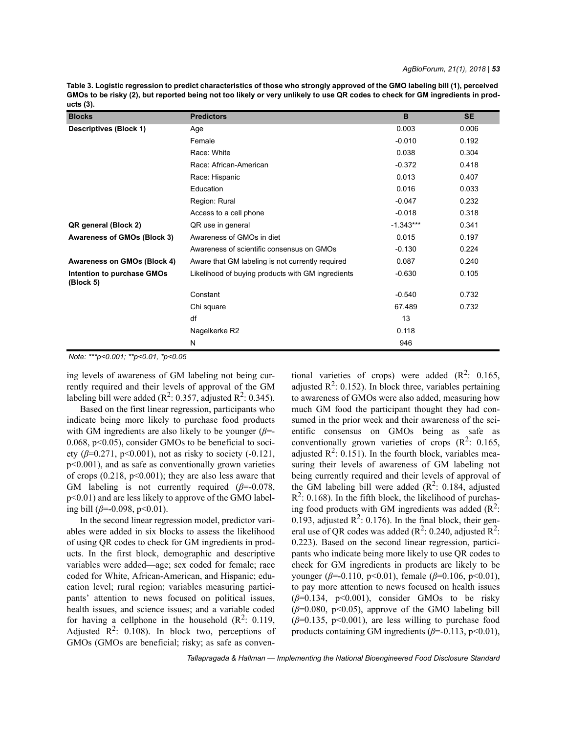**Table 3. Logistic regression to predict characteristics of those who strongly approved of the GMO labeling bill (1), perceived GMOs to be risky (2), but reported being not too likely or very unlikely to use QR codes to check for GM ingredients in products (3).**

| Blocks | Predictors | B | SE |
|---|---|---|---|
| **Descriptives (Block 1)** | Age | 0.003 | 0.006 |
| | Female | -0.010 | 0.192 |
| | Race: White | 0.038 | 0.304 |
| | Race: African-American | -0.372 | 0.418 |
| | Race: Hispanic | 0.013 | 0.407 |
| | Education | 0.016 | 0.033 |
| | Region: Rural | -0.047 | 0.232 |
| | Access to a cell phone | -0.018 | 0.318 |
| **QR general (Block 2)** | QR use in general | -1.343*** | 0.341 |
| **Awareness of GMOs (Block 3)** | Awareness of GMOs in diet | 0.015 | 0.197 |
| | Awareness of scientific consensus on GMOs | -0.130 | 0.224 |
| **Awareness on GMOs (Block 4)** | Aware that GM labeling is not currently required | 0.087 | 0.240 |
| **Intention to purchase GMOs (Block 5)** | Likelihood of buying products with GM ingredients | -0.630 | 0.105 |
| | Constant | -0.540 | 0.732 |
| | Chi square | 67.489 | 0.732 |
| | df | 13 | |
| | Nagelkerke R2 | 0.118 | |
| | N | 946 | |

*Note: ***p<0.001; **p<0.01, *p<0.05*

ing levels of awareness of GM labeling not being currently required and their levels of approval of the GM labeling bill were added ($R^2$: 0.357, adjusted $R^2$: 0.345).

Based on the first linear regression, participants who indicate being more likely to purchase food products with GM ingredients are also likely to be younger ($\beta$=-0.068, $p<0.05$), consider GMOs to be beneficial to society ($\beta$=0.271, $p<0.001$), not as risky to society (-0.121, $p<0.001$), and as safe as conventionally grown varieties of crops (0.218, $p<0.001$); they are also less aware that GM labeling is not currently required ($\beta$=-0.078, $p<0.01$) and are less likely to approve of the GMO labeling bill ($\beta$=-0.098, $p<0.01$).

In the second linear regression model, predictor variables were added in six blocks to assess the likelihood of using QR codes to check for GM ingredients in products. In the first block, demographic and descriptive variables were added—age; sex coded for female; race coded for White, African-American, and Hispanic; education level; rural region; variables measuring participants' attention to news focused on political issues, health issues, and science issues; and a variable coded for having a cellphone in the household ($R^2$: 0.119, Adjusted $R^2$: 0.108). In block two, perceptions of GMOs (GMOs are beneficial; risky; as safe as conventional varieties of crops) were added ($R^2$: 0.165, adjusted $R^2$: 0.152). In block three, variables pertaining to awareness of GMOs were also added, measuring how much GM food the participant thought they had consumed in the prior week and their awareness of the scientific consensus on GMOs being as safe as conventionally grown varieties of crops ($R^2$: 0.165, adjusted $R^2$: 0.151). In the fourth block, variables measuring their levels of awareness of GM labeling not being currently required and their levels of approval of the GM labeling bill were added ($R^2$: 0.184, adjusted $R^2$: 0.168). In the fifth block, the likelihood of purchasing food products with GM ingredients was added ($R^2$: 0.193, adjusted $R^2$: 0.176). In the final block, their general use of QR codes was added ($R^2$: 0.240, adjusted $R^2$: 0.223). Based on the second linear regression, participants who indicate being more likely to use QR codes to check for GM ingredients in products are likely to be younger ($\beta$=-0.110, $p<0.01$), female ($\beta$=0.106, $p<0.01$), to pay more attention to news focused on health issues ($\beta$=0.134, $p<0.001$), consider GMOs to be risky ($\beta$=0.080, $p<0.05$), approve of the GMO labeling bill ($\beta$=0.135, $p<0.001$), are less willing to purchase food products containing GM ingredients ($\beta$=-0.113, $p<0.01$),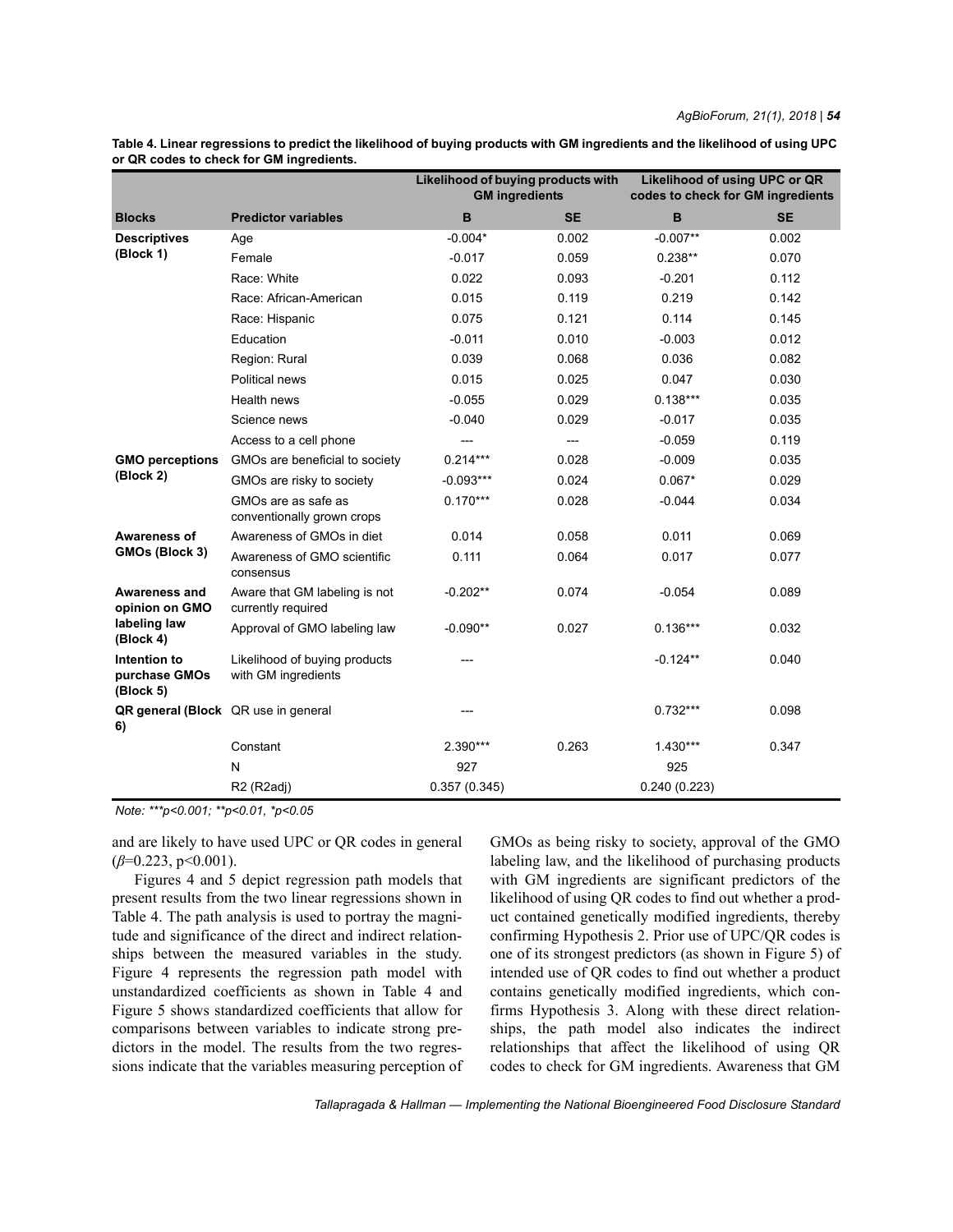**Table 4. Linear regressions to predict the likelihood of buying products with GM ingredients and the likelihood of using UPC or QR codes to check for GM ingredients.**

| | | Likelihood of buying products with GM ingredients | | Likelihood of using UPC or QR codes to check for GM ingredients | |
|---|---|---|---|---|---|
| **Blocks** | **Predictor variables** | **B** | **SE** | **B** | **SE** |
| **Descriptives (Block 1)** | Age | -0.004* | 0.002 | -0.007** | 0.002 |
| | Female | -0.017 | 0.059 | 0.238** | 0.070 |
| | Race: White | 0.022 | 0.093 | -0.201 | 0.112 |
| | Race: African-American | 0.015 | 0.119 | 0.219 | 0.142 |
| | Race: Hispanic | 0.075 | 0.121 | 0.114 | 0.145 |
| | Education | -0.011 | 0.010 | -0.003 | 0.012 |
| | Region: Rural | 0.039 | 0.068 | 0.036 | 0.082 |
| | Political news | 0.015 | 0.025 | 0.047 | 0.030 |
| | Health news | -0.055 | 0.029 | 0.138*** | 0.035 |
| | Science news | -0.040 | 0.029 | -0.017 | 0.035 |
| | Access to a cell phone | --- | --- | -0.059 | 0.119 |
| **GMO perceptions (Block 2)** | GMOs are beneficial to society | 0.214*** | 0.028 | -0.009 | 0.035 |
| | GMOs are risky to society | -0.093*** | 0.024 | 0.067* | 0.029 |
| | GMOs are as safe as conventionally grown crops | 0.170*** | 0.028 | -0.044 | 0.034 |
| **Awareness of GMOs (Block 3)** | Awareness of GMOs in diet | 0.014 | 0.058 | 0.011 | 0.069 |
| | Awareness of GMO scientific consensus | 0.111 | 0.064 | 0.017 | 0.077 |
| **Awareness and opinion on GMO labeling law (Block 4)** | Aware that GM labeling is not currently required | -0.202** | 0.074 | -0.054 | 0.089 |
| | Approval of GMO labeling law | -0.090** | 0.027 | 0.136*** | 0.032 |
| **Intention to purchase GMOs (Block 5)** | Likelihood of buying products with GM ingredients | --- | | -0.124** | 0.040 |
| **QR general (Block 6)** | QR use in general | --- | | 0.732*** | 0.098 |
| | Constant | 2.390*** | 0.263 | 1.430*** | 0.347 |
| | N | 927 | | 925 | |
| | R2 (R2adj) | 0.357 (0.345) | | 0.240 (0.223) | |

*Note: ***p<0.001; **p<0.01, *p<0.05*

and are likely to have used UPC or QR codes in general ($\beta$=0.223, p<0.001).

Figures 4 and 5 depict regression path models that present results from the two linear regressions shown in Table 4. The path analysis is used to portray the magnitude and significance of the direct and indirect relationships between the measured variables in the study. Figure 4 represents the regression path model with unstandardized coefficients as shown in Table 4 and Figure 5 shows standardized coefficients that allow for comparisons between variables to indicate strong predictors in the model. The results from the two regressions indicate that the variables measuring perception of GMOs as being risky to society, approval of the GMO labeling law, and the likelihood of purchasing products with GM ingredients are significant predictors of the likelihood of using QR codes to find out whether a product contained genetically modified ingredients, thereby confirming Hypothesis 2. Prior use of UPC/QR codes is one of its strongest predictors (as shown in Figure 5) of intended use of QR codes to find out whether a product contains genetically modified ingredients, which confirms Hypothesis 3. Along with these direct relationships, the path model also indicates the indirect relationships that affect the likelihood of using QR codes to check for GM ingredients. Awareness that GM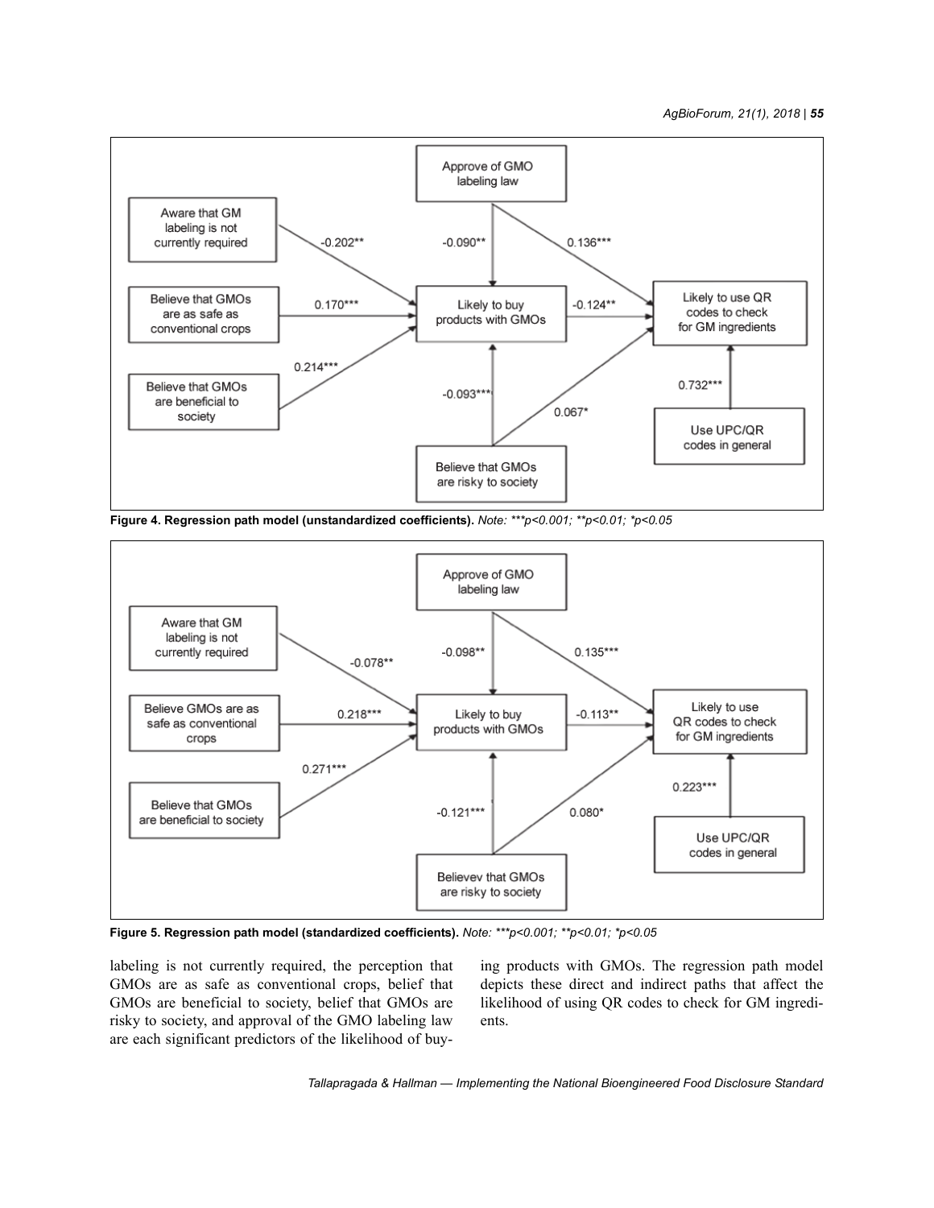Figure 4. Regression path model (unstandardized coefficients). *Note: ***p<0.001; **p<0.01; *p<0.05*

Figure 5. Regression path model (standardized coefficients). *Note: ***p<0.001; **p<0.01; *p<0.05*

labeling is not currently required, the perception that GMOs are as safe as conventional crops, belief that GMOs are beneficial to society, belief that GMOs are risky to society, and approval of the GMO labeling law are each significant predictors of the likelihood of buying products with GMOs. The regression path model depicts these direct and indirect paths that affect the likelihood of using QR codes to check for GM ingredients.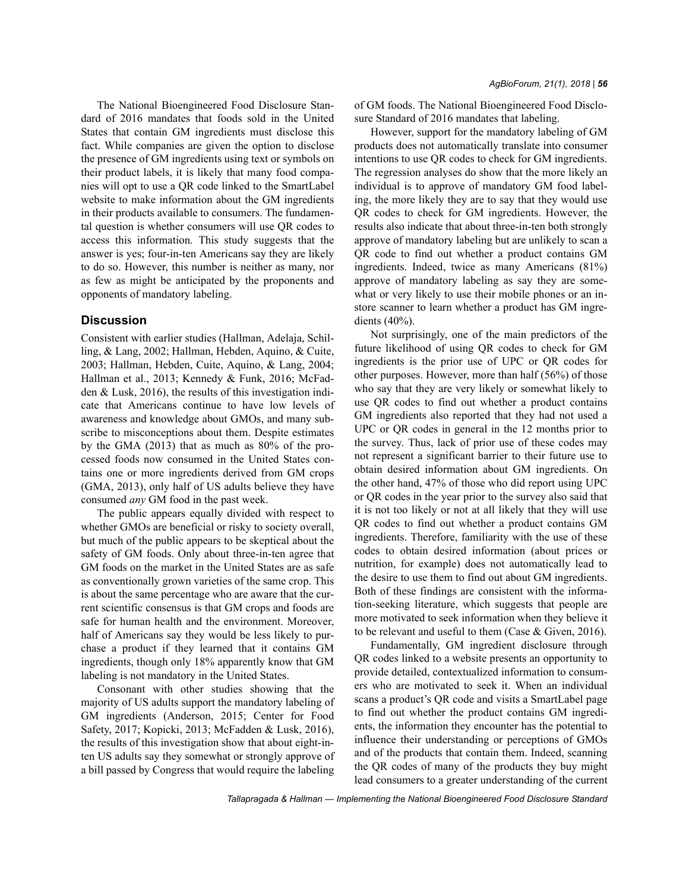The National Bioengineered Food Disclosure Standard of 2016 mandates that foods sold in the United States that contain GM ingredients must disclose this fact. While companies are given the option to disclose the presence of GM ingredients using text or symbols on their product labels, it is likely that many food companies will opt to use a QR code linked to the SmartLabel website to make information about the GM ingredients in their products available to consumers. The fundamental question is whether consumers will use QR codes to access this information. This study suggests that the answer is yes; four-in-ten Americans say they are likely to do so. However, this number is neither as many, nor as few as might be anticipated by the proponents and opponents of mandatory labeling.

## Discussion

Consistent with earlier studies (Hallman, Adelaja, Schilling, & Lang, 2002; Hallman, Hebden, Aquino, & Cuite, 2003; Hallman, Hebden, Cuite, Aquino, & Lang, 2004; Hallman et al., 2013; Kennedy & Funk, 2016; McFadden & Lusk, 2016), the results of this investigation indicate that Americans continue to have low levels of awareness and knowledge about GMOs, and many subscribe to misconceptions about them. Despite estimates by the GMA (2013) that as much as 80% of the processed foods now consumed in the United States contains one or more ingredients derived from GM crops (GMA, 2013), only half of US adults believe they have consumed *any* GM food in the past week.

The public appears equally divided with respect to whether GMOs are beneficial or risky to society overall, but much of the public appears to be skeptical about the safety of GM foods. Only about three-in-ten agree that GM foods on the market in the United States are as safe as conventionally grown varieties of the same crop. This is about the same percentage who are aware that the current scientific consensus is that GM crops and foods are safe for human health and the environment. Moreover, half of Americans say they would be less likely to purchase a product if they learned that it contains GM ingredients, though only 18% apparently know that GM labeling is not mandatory in the United States.

Consonant with other studies showing that the majority of US adults support the mandatory labeling of GM ingredients (Anderson, 2015; Center for Food Safety, 2017; Kopicki, 2013; McFadden & Lusk, 2016), the results of this investigation show that about eight-in-ten US adults say they somewhat or strongly approve of a bill passed by Congress that would require the labeling of GM foods. The National Bioengineered Food Disclosure Standard of 2016 mandates that labeling.

However, support for the mandatory labeling of GM products does not automatically translate into consumer intentions to use QR codes to check for GM ingredients. The regression analyses do show that the more likely an individual is to approve of mandatory GM food labeling, the more likely they are to say that they would use QR codes to check for GM ingredients. However, the results also indicate that about three-in-ten both strongly approve of mandatory labeling but are unlikely to scan a QR code to find out whether a product contains GM ingredients. Indeed, twice as many Americans (81%) approve of mandatory labeling as say they are somewhat or very likely to use their mobile phones or an in-store scanner to learn whether a product has GM ingredients (40%).

Not surprisingly, one of the main predictors of the future likelihood of using QR codes to check for GM ingredients is the prior use of UPC or QR codes for other purposes. However, more than half (56%) of those who say that they are very likely or somewhat likely to use QR codes to find out whether a product contains GM ingredients also reported that they had not used a UPC or QR codes in general in the 12 months prior to the survey. Thus, lack of prior use of these codes may not represent a significant barrier to their future use to obtain desired information about GM ingredients. On the other hand, 47% of those who did report using UPC or QR codes in the year prior to the survey also said that it is not too likely or not at all likely that they will use QR codes to find out whether a product contains GM ingredients. Therefore, familiarity with the use of these codes to obtain desired information (about prices or nutrition, for example) does not automatically lead to the desire to use them to find out about GM ingredients. Both of these findings are consistent with the information-seeking literature, which suggests that people are more motivated to seek information when they believe it to be relevant and useful to them (Case & Given, 2016).

Fundamentally, GM ingredient disclosure through QR codes linked to a website presents an opportunity to provide detailed, contextualized information to consumers who are motivated to seek it. When an individual scans a product's QR code and visits a SmartLabel page to find out whether the product contains GM ingredients, the information they encounter has the potential to influence their understanding or perceptions of GMOs and of the products that contain them. Indeed, scanning the QR codes of many of the products they buy might lead consumers to a greater understanding of the current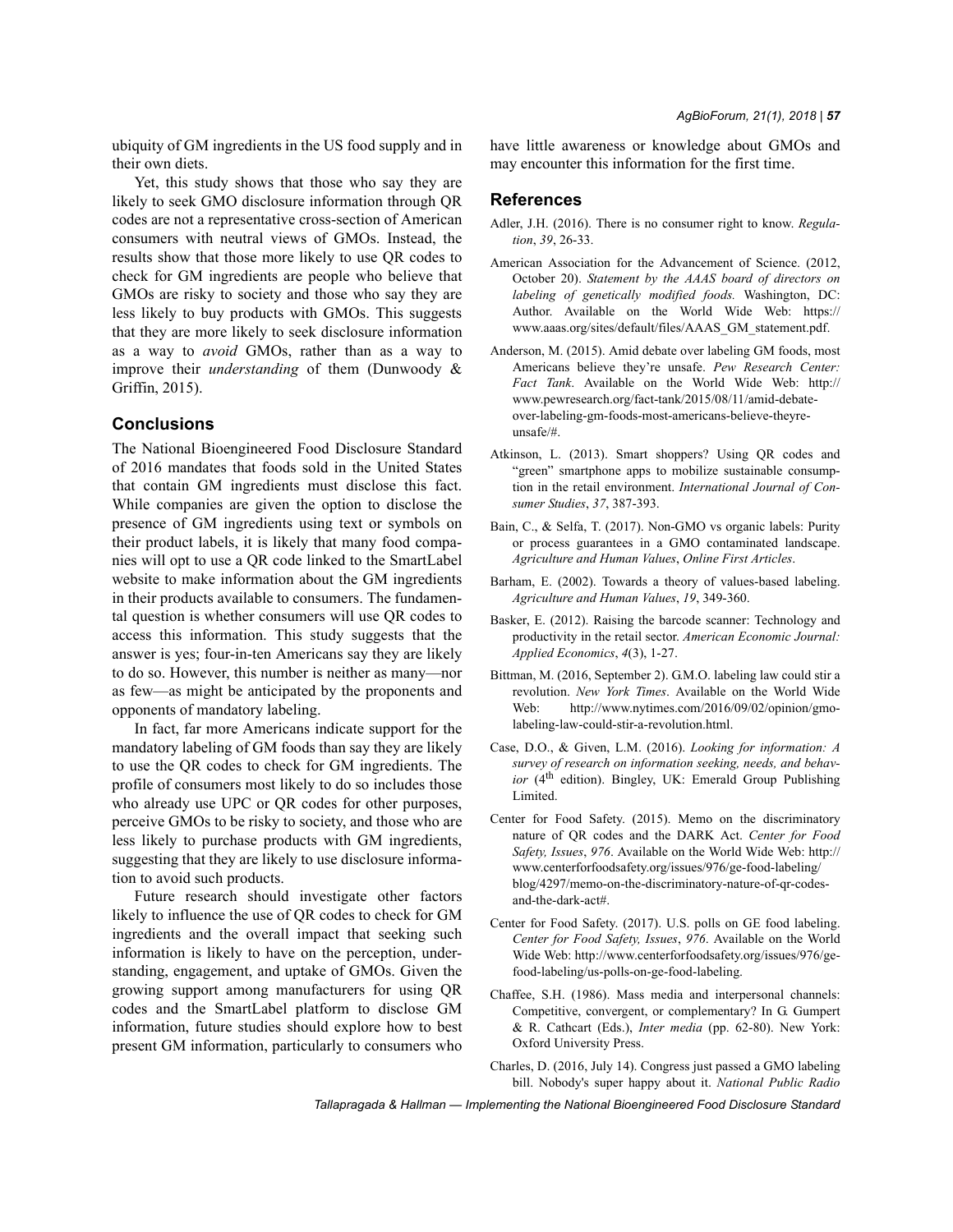ubiquity of GM ingredients in the US food supply and in their own diets.

Yet, this study shows that those who say they are likely to seek GMO disclosure information through QR codes are not a representative cross-section of American consumers with neutral views of GMOs. Instead, the results show that those more likely to use QR codes to check for GM ingredients are people who believe that GMOs are risky to society and those who say they are less likely to buy products with GMOs. This suggests that they are more likely to seek disclosure information as a way to *avoid* GMOs, rather than as a way to improve their *understanding* of them (Dunwoody & Griffin, 2015).

## Conclusions

The National Bioengineered Food Disclosure Standard of 2016 mandates that foods sold in the United States that contain GM ingredients must disclose this fact. While companies are given the option to disclose the presence of GM ingredients using text or symbols on their product labels, it is likely that many food companies will opt to use a QR code linked to the SmartLabel website to make information about the GM ingredients in their products available to consumers. The fundamental question is whether consumers will use QR codes to access this information. This study suggests that the answer is yes; four-in-ten Americans say they are likely to do so. However, this number is neither as many—nor as few—as might be anticipated by the proponents and opponents of mandatory labeling.

In fact, far more Americans indicate support for the mandatory labeling of GM foods than say they are likely to use the QR codes to check for GM ingredients. The profile of consumers most likely to do so includes those who already use UPC or QR codes for other purposes, perceive GMOs to be risky to society, and those who are less likely to purchase products with GM ingredients, suggesting that they are likely to use disclosure information to avoid such products.

Future research should investigate other factors likely to influence the use of QR codes to check for GM ingredients and the overall impact that seeking such information is likely to have on the perception, understanding, engagement, and uptake of GMOs. Given the growing support among manufacturers for using QR codes and the SmartLabel platform to disclose GM information, future studies should explore how to best present GM information, particularly to consumers who have little awareness or knowledge about GMOs and may encounter this information for the first time.

## References

Adler, J.H. (2016). There is no consumer right to know. *Regulation*, *39*, 26-33.

American Association for the Advancement of Science. (2012, October 20). *Statement by the AAAS board of directors on labeling of genetically modified foods.* Washington, DC: Author. Available on the World Wide Web: https://www.aaas.org/sites/default/files/AAAS_GM_statement.pdf.

Anderson, M. (2015). Amid debate over labeling GM foods, most Americans believe they're unsafe. *Pew Research Center: Fact Tank*. Available on the World Wide Web: http://www.pewresearch.org/fact-tank/2015/08/11/amid-debate-over-labeling-gm-foods-most-americans-believe-theyre-unsafe/#.

Atkinson, L. (2013). Smart shoppers? Using QR codes and "green" smartphone apps to mobilize sustainable consumption in the retail environment. *International Journal of Consumer Studies*, *37*, 387-393.

Bain, C., & Selfa, T. (2017). Non-GMO vs organic labels: Purity or process guarantees in a GMO contaminated landscape. *Agriculture and Human Values*, *Online First Articles*.

Barham, E. (2002). Towards a theory of values-based labeling. *Agriculture and Human Values*, *19*, 349-360.

Basker, E. (2012). Raising the barcode scanner: Technology and productivity in the retail sector. *American Economic Journal: Applied Economics*, *4*(3), 1-27.

Bittman, M. (2016, September 2). G.M.O. labeling law could stir a revolution. *New York Times*. Available on the World Wide Web: http://www.nytimes.com/2016/09/02/opinion/gmo-labeling-law-could-stir-a-revolution.html.

Case, D.O., & Given, L.M. (2016). *Looking for information: A survey of research on information seeking, needs, and behavior* (4th edition). Bingley, UK: Emerald Group Publishing Limited.

Center for Food Safety. (2015). Memo on the discriminatory nature of QR codes and the DARK Act. *Center for Food Safety, Issues*, *976*. Available on the World Wide Web: http://www.centerforfoodsafety.org/issues/976/ge-food-labeling/blog/4297/memo-on-the-discriminatory-nature-of-qr-codes-and-the-dark-act#.

Center for Food Safety. (2017). U.S. polls on GE food labeling. *Center for Food Safety, Issues*, *976*. Available on the World Wide Web: http://www.centerforfoodsafety.org/issues/976/ge-food-labeling/us-polls-on-ge-food-labeling.

Chaffee, S.H. (1986). Mass media and interpersonal channels: Competitive, convergent, or complementary? In G. Gumpert & R. Cathcart (Eds.), *Inter media* (pp. 62-80). New York: Oxford University Press.

Charles, D. (2016, July 14). Congress just passed a GMO labeling bill. Nobody's super happy about it. *National Public Radio*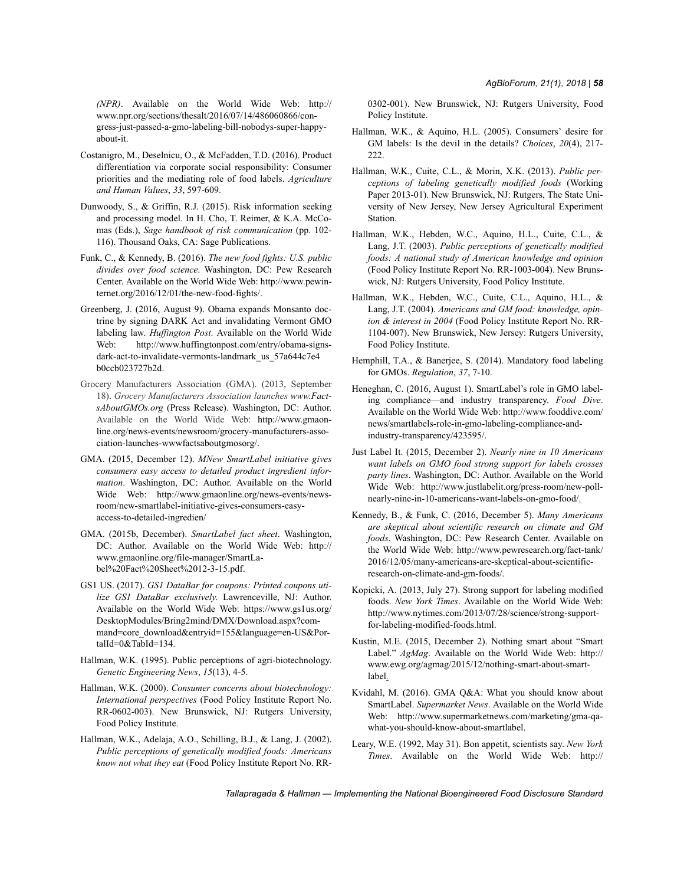*(NPR)*. Available on the World Wide Web: http://www.npr.org/sections/thesalt/2016/07/14/486060866/congress-just-passed-a-gmo-labeling-bill-nobodys-super-happy-about-it.

Costanigro, M., Deselnicu, O., & McFadden, T.D. (2016). Product differentiation via corporate social responsibility: Consumer priorities and the mediating role of food labels. *Agriculture and Human Values*, *33*, 597-609.

Dunwoody, S., & Griffin, R.J. (2015). Risk information seeking and processing model. In H. Cho, T. Reimer, & K.A. McComas (Eds.), *Sage handbook of risk communication* (pp. 102-116). Thousand Oaks, CA: Sage Publications.

Funk, C., & Kennedy, B. (2016). *The new food fights: U.S. public divides over food science*. Washington, DC: Pew Research Center. Available on the World Wide Web: http://www.pewinternet.org/2016/12/01/the-new-food-fights/.

Greenberg, J. (2016, August 9). Obama expands Monsanto doctrine by signing DARK Act and invalidating Vermont GMO labeling law. *Huffington Post*. Available on the World Wide Web: http://www.huffingtonpost.com/entry/obama-signs-dark-act-to-invalidate-vermonts-landmark_us_57a644c7e4b0ccb023727b2d.

Grocery Manufacturers Association (GMA). (2013, September 18). *Grocery Manufacturers Association launches www.FactsAboutGMOs.org* (Press Release). Washington, DC: Author. Available on the World Wide Web: http://www.gmaonline.org/news-events/newsroom/grocery-manufacturers-association-launches-wwwfactsaboutgmosorg/.

GMA. (2015, December 12). *MNew SmartLabel initiative gives consumers easy access to detailed product ingredient information*. Washington, DC: Author. Available on the World Wide Web: http://www.gmaonline.org/news-events/newsroom/new-smartlabel-initiative-gives-consumers-easy-access-to-detailed-ingredien/

GMA. (2015b, December). *SmartLabel fact sheet*. Washington, DC: Author. Available on the World Wide Web: http://www.gmaonline.org/file-manager/SmartLabel%20Fact%20Sheet%2012-3-15.pdf.

GS1 US. (2017). *GS1 DataBar for coupons: Printed coupons utilize GS1 DataBar exclusively*. Lawrenceville, NJ: Author. Available on the World Wide Web: https://www.gs1us.org/DesktopModules/Bring2mind/DMX/Download.aspx?command=core_download&entryid=155&language=en-US&PortalId=0&TabId=134.

Hallman, W.K. (1995). Public perceptions of agri-biotechnology. *Genetic Engineering News*, *15*(13), 4-5.

Hallman, W.K. (2000). *Consumer concerns about biotechnology: International perspectives* (Food Policy Institute Report No. RR-0602-003). New Brunswick, NJ: Rutgers University, Food Policy Institute.

Hallman, W.K., Adelaja, A.O., Schilling, B.J., & Lang, J. (2002). *Public perceptions of genetically modified foods: Americans know not what they eat* (Food Policy Institute Report No. RR-0302-001). New Brunswick, NJ: Rutgers University, Food Policy Institute.

Hallman, W.K., & Aquino, H.L. (2005). Consumers' desire for GM labels: Is the devil in the details? *Choices*, *20*(4), 217-222.

Hallman, W.K., Cuite, C.L., & Morin, X.K. (2013). *Public perceptions of labeling genetically modified foods* (Working Paper 2013-01). New Brunswick, NJ: Rutgers, The State University of New Jersey, New Jersey Agricultural Experiment Station.

Hallman, W.K., Hebden, W.C., Aquino, H.L., Cuite, C.L., & Lang, J.T. (2003). *Public perceptions of genetically modified foods: A national study of American knowledge and opinion* (Food Policy Institute Report No. RR-1003-004). New Brunswick, NJ: Rutgers University, Food Policy Institute.

Hallman, W.K., Hebden, W.C., Cuite, C.L., Aquino, H.L., & Lang, J.T. (2004). *Americans and GM food: knowledge, opinion & interest in 2004* (Food Policy Institute Report No. RR-1104-007). New Brunswick, New Jersey: Rutgers University, Food Policy Institute.

Hemphill, T.A., & Banerjee, S. (2014). Mandatory food labeling for GMOs. *Regulation*, *37*, 7-10.

Heneghan, C. (2016, August 1). SmartLabel's role in GMO labeling compliance—and industry transparency. *Food Dive*. Available on the World Wide Web: http://www.fooddive.com/news/smartlabels-role-in-gmo-labeling-compliance-and-industry-transparency/423595/.

Just Label It. (2015, December 2). *Nearly nine in 10 Americans want labels on GMO food strong support for labels crosses party lines*. Washington, DC: Author. Available on the World Wide Web: http://www.justlabelit.org/press-room/new-poll-nearly-nine-in-10-americans-want-labels-on-gmo-food/.

Kennedy, B., & Funk, C. (2016, December 5). *Many Americans are skeptical about scientific research on climate and GM foods*. Washington, DC: Pew Research Center. Available on the World Wide Web: http://www.pewresearch.org/fact-tank/2016/12/05/many-americans-are-skeptical-about-scientific-research-on-climate-and-gm-foods/.

Kopicki, A. (2013, July 27). Strong support for labeling modified foods. *New York Times*. Available on the World Wide Web: http://www.nytimes.com/2013/07/28/science/strong-support-for-labeling-modified-foods.html.

Kustin, M.E. (2015, December 2). Nothing smart about "Smart Label." *AgMag*. Available on the World Wide Web: http://www.ewg.org/agmag/2015/12/nothing-smart-about-smart-label.

Kvidahl, M. (2016). GMA Q&A: What you should know about SmartLabel. *Supermarket News*. Available on the World Wide Web: http://www.supermarketnews.com/marketing/gma-qa-what-you-should-know-about-smartlabel.

Leary, W.E. (1992, May 31). Bon appetit, scientists say. *New York Times*. Available on the World Wide Web: http://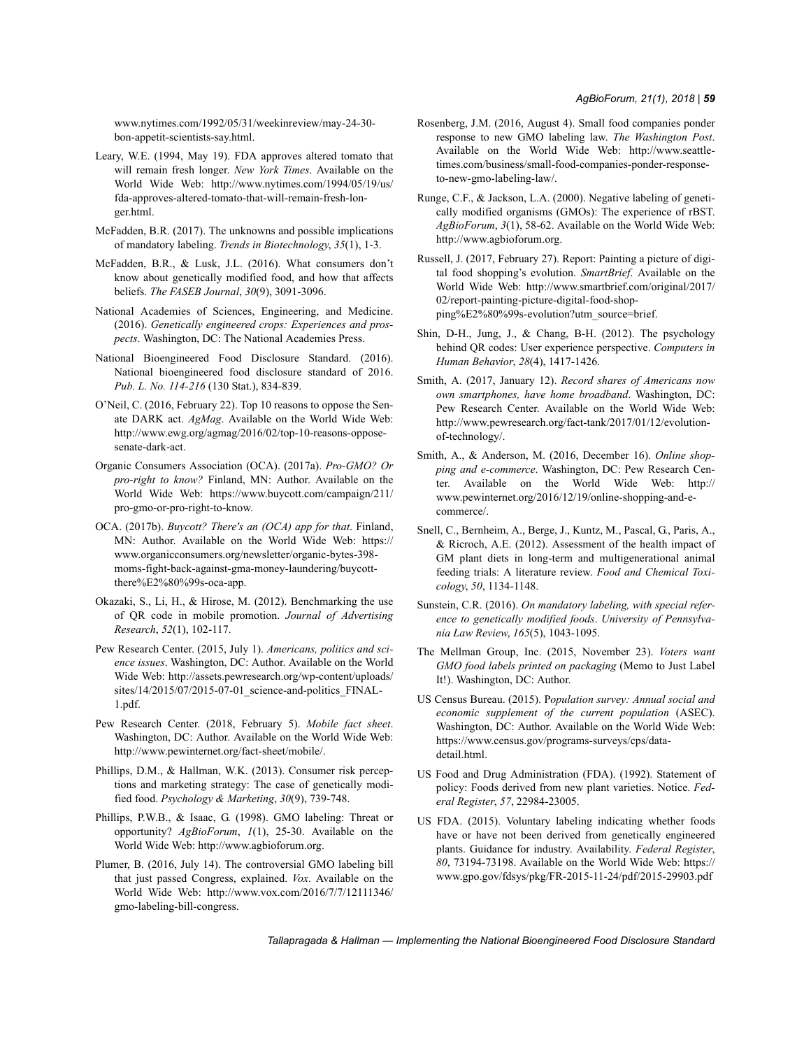www.nytimes.com/1992/05/31/weekinreview/may-24-30-bon-appetit-scientists-say.html.

Leary, W.E. (1994, May 19). FDA approves altered tomato that will remain fresh longer. *New York Times*. Available on the World Wide Web: http://www.nytimes.com/1994/05/19/us/fda-approves-altered-tomato-that-will-remain-fresh-longer.html.

McFadden, B.R. (2017). The unknowns and possible implications of mandatory labeling. *Trends in Biotechnology*, *35*(1), 1-3.

McFadden, B.R., & Lusk, J.L. (2016). What consumers don't know about genetically modified food, and how that affects beliefs. *The FASEB Journal*, *30*(9), 3091-3096.

National Academies of Sciences, Engineering, and Medicine. (2016). *Genetically engineered crops: Experiences and prospects*. Washington, DC: The National Academies Press.

National Bioengineered Food Disclosure Standard. (2016). National bioengineered food disclosure standard of 2016. *Pub. L. No. 114-216* (130 Stat.), 834-839.

O'Neil, C. (2016, February 22). Top 10 reasons to oppose the Senate DARK act. *AgMag*. Available on the World Wide Web: http://www.ewg.org/agmag/2016/02/top-10-reasons-oppose-senate-dark-act.

Organic Consumers Association (OCA). (2017a). *Pro-GMO? Or pro-right to know?* Finland, MN: Author. Available on the World Wide Web: https://www.buycott.com/campaign/211/pro-gmo-or-pro-right-to-know.

OCA. (2017b). *Buycott? There's an (OCA) app for that*. Finland, MN: Author. Available on the World Wide Web: https://www.organicconsumers.org/newsletter/organic-bytes-398-moms-fight-back-against-gma-money-laundering/buycott-there%E2%80%99s-oca-app.

Okazaki, S., Li, H., & Hirose, M. (2012). Benchmarking the use of QR code in mobile promotion. *Journal of Advertising Research*, *52*(1), 102-117.

Pew Research Center. (2015, July 1). *Americans, politics and science issues*. Washington, DC: Author. Available on the World Wide Web: http://assets.pewresearch.org/wp-content/uploads/sites/14/2015/07/2015-07-01_science-and-politics_FINAL-1.pdf.

Pew Research Center. (2018, February 5). *Mobile fact sheet*. Washington, DC: Author. Available on the World Wide Web: http://www.pewinternet.org/fact-sheet/mobile/.

Phillips, D.M., & Hallman, W.K. (2013). Consumer risk perceptions and marketing strategy: The case of genetically modified food. *Psychology & Marketing*, *30*(9), 739-748.

Phillips, P.W.B., & Isaac, G. (1998). GMO labeling: Threat or opportunity? *AgBioForum*, *1*(1), 25-30. Available on the World Wide Web: http://www.agbioforum.org.

Plumer, B. (2016, July 14). The controversial GMO labeling bill that just passed Congress, explained. *Vox*. Available on the World Wide Web: http://www.vox.com/2016/7/7/12111346/gmo-labeling-bill-congress.

Rosenberg, J.M. (2016, August 4). Small food companies ponder response to new GMO labeling law. *The Washington Post*. Available on the World Wide Web: http://www.seattletimes.com/business/small-food-companies-ponder-response-to-new-gmo-labeling-law/.

Runge, C.F., & Jackson, L.A. (2000). Negative labeling of genetically modified organisms (GMOs): The experience of rBST. *AgBioForum*, *3*(1), 58-62. Available on the World Wide Web: http://www.agbioforum.org.

Russell, J. (2017, February 27). Report: Painting a picture of digital food shopping's evolution. *SmartBrief*. Available on the World Wide Web: http://www.smartbrief.com/original/2017/02/report-painting-picture-digital-food-shopping%E2%80%99s-evolution?utm_source=brief.

Shin, D-H., Jung, J., & Chang, B-H. (2012). The psychology behind QR codes: User experience perspective. *Computers in Human Behavior*, *28*(4), 1417-1426.

Smith, A. (2017, January 12). *Record shares of Americans now own smartphones, have home broadband*. Washington, DC: Pew Research Center. Available on the World Wide Web: http://www.pewresearch.org/fact-tank/2017/01/12/evolution-of-technology/.

Smith, A., & Anderson, M. (2016, December 16). *Online shopping and e-commerce*. Washington, DC: Pew Research Center. Available on the World Wide Web: http://www.pewinternet.org/2016/12/19/online-shopping-and-e-commerce/.

Snell, C., Bernheim, A., Berge, J., Kuntz, M., Pascal, G., Paris, A., & Ricroch, A.E. (2012). Assessment of the health impact of GM plant diets in long-term and multigenerational animal feeding trials: A literature review. *Food and Chemical Toxicology*, *50*, 1134-1148.

Sunstein, C.R. (2016). *On mandatory labeling, with special reference to genetically modified foods*. *University of Pennsylvania Law Review*, *165*(5), 1043-1095.

The Mellman Group, Inc. (2015, November 23). *Voters want GMO food labels printed on packaging* (Memo to Just Label It!). Washington, DC: Author.

US Census Bureau. (2015). *Population survey: Annual social and economic supplement of the current population* (ASEC). Washington, DC: Author. Available on the World Wide Web: https://www.census.gov/programs-surveys/cps/data-detail.html.

US Food and Drug Administration (FDA). (1992). Statement of policy: Foods derived from new plant varieties. Notice. *Federal Register*, *57*, 22984-23005.

US FDA. (2015). Voluntary labeling indicating whether foods have or have not been derived from genetically engineered plants. Guidance for industry. Availability. *Federal Register*, *80*, 73194-73198. Available on the World Wide Web: https://www.gpo.gov/fdsys/pkg/FR-2015-11-24/pdf/2015-29903.pdf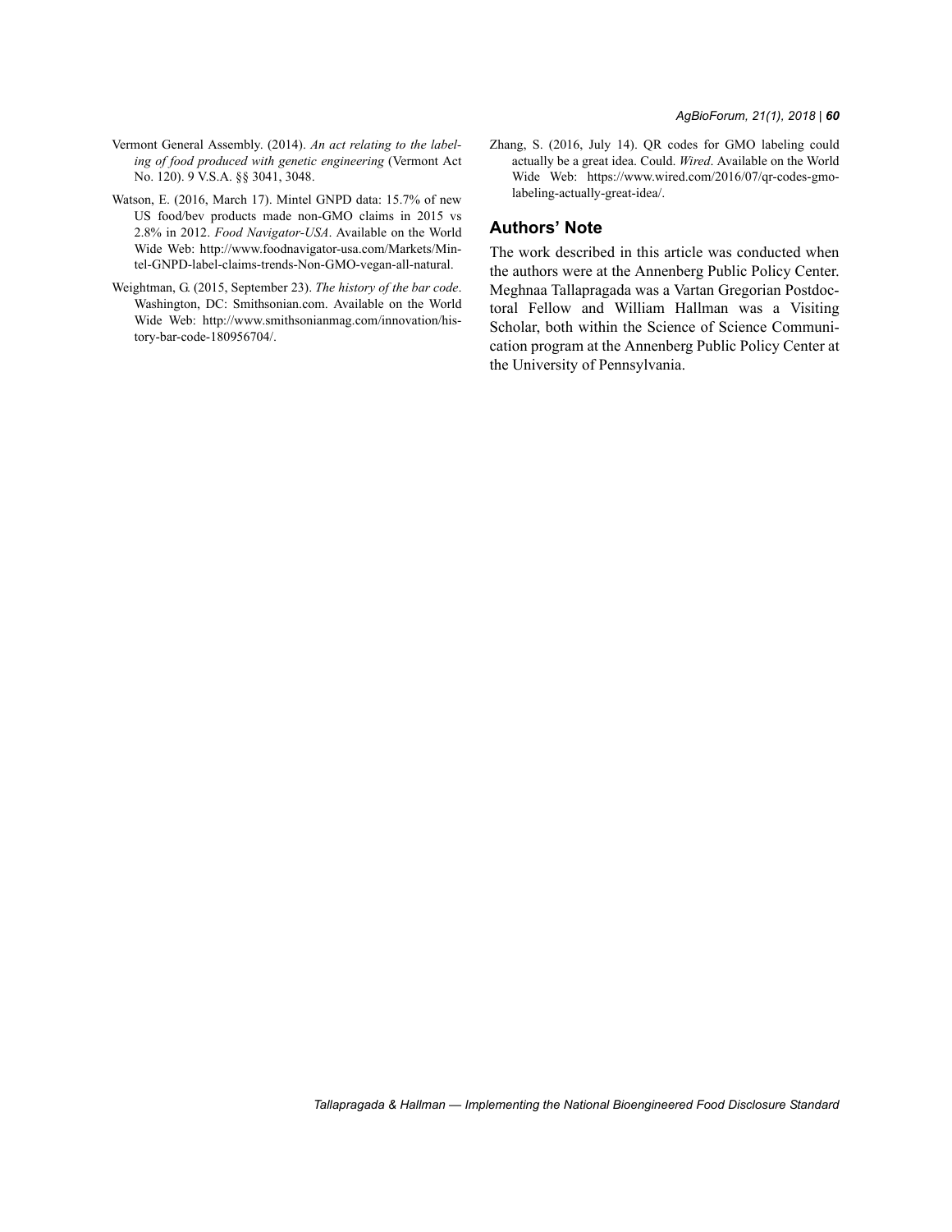Vermont General Assembly. (2014). *An act relating to the labeling of food produced with genetic engineering* (Vermont Act No. 120). 9 V.S.A. §§ 3041, 3048.

Watson, E. (2016, March 17). Mintel GNPD data: 15.7% of new US food/bev products made non-GMO claims in 2015 vs 2.8% in 2012. *Food Navigator-USA*. Available on the World Wide Web: http://www.foodnavigator-usa.com/Markets/Mintel-GNPD-label-claims-trends-Non-GMO-vegan-all-natural.

Weightman, G. (2015, September 23). *The history of the bar code*. Washington, DC: Smithsonian.com. Available on the World Wide Web: http://www.smithsonianmag.com/innovation/history-bar-code-180956704/.

Zhang, S. (2016, July 14). QR codes for GMO labeling could actually be a great idea. Could. *Wired*. Available on the World Wide Web: https://www.wired.com/2016/07/qr-codes-gmo-labeling-actually-great-idea/.

## Authors' Note

The work described in this article was conducted when the authors were at the Annenberg Public Policy Center. Meghnaa Tallapragada was a Vartan Gregorian Postdoctoral Fellow and William Hallman was a Visiting Scholar, both within the Science of Science Communication program at the Annenberg Public Policy Center at the University of Pennsylvania.